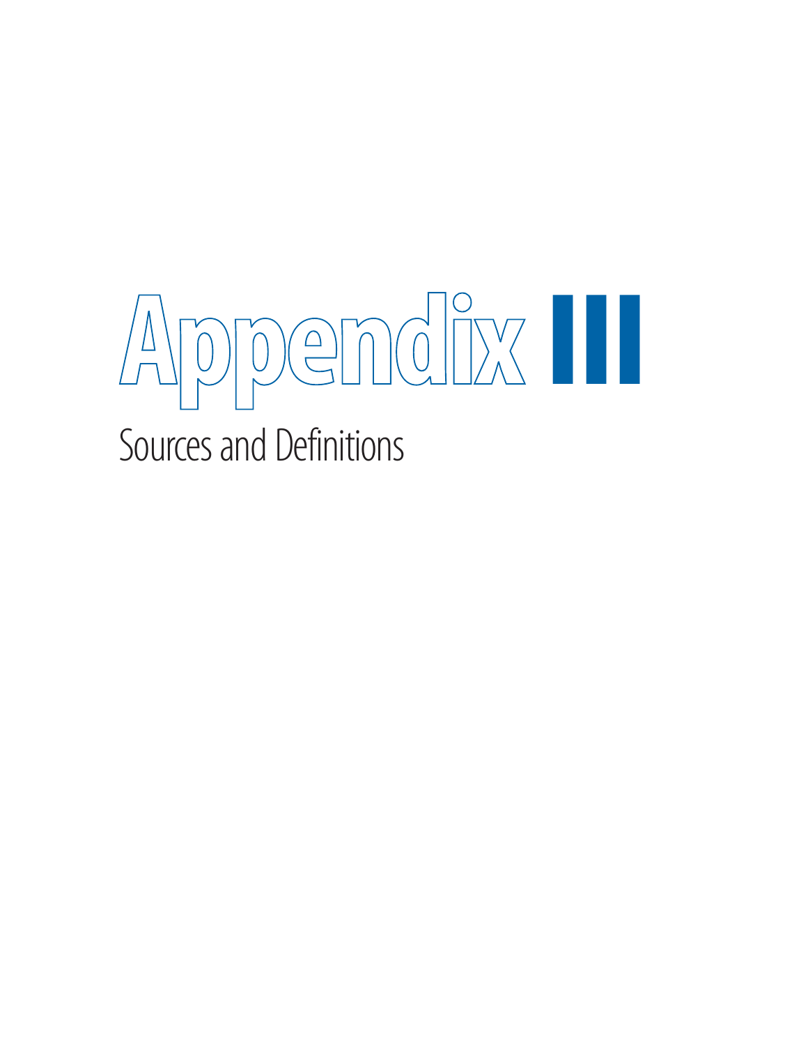# Appendix III

## Sources and Definitions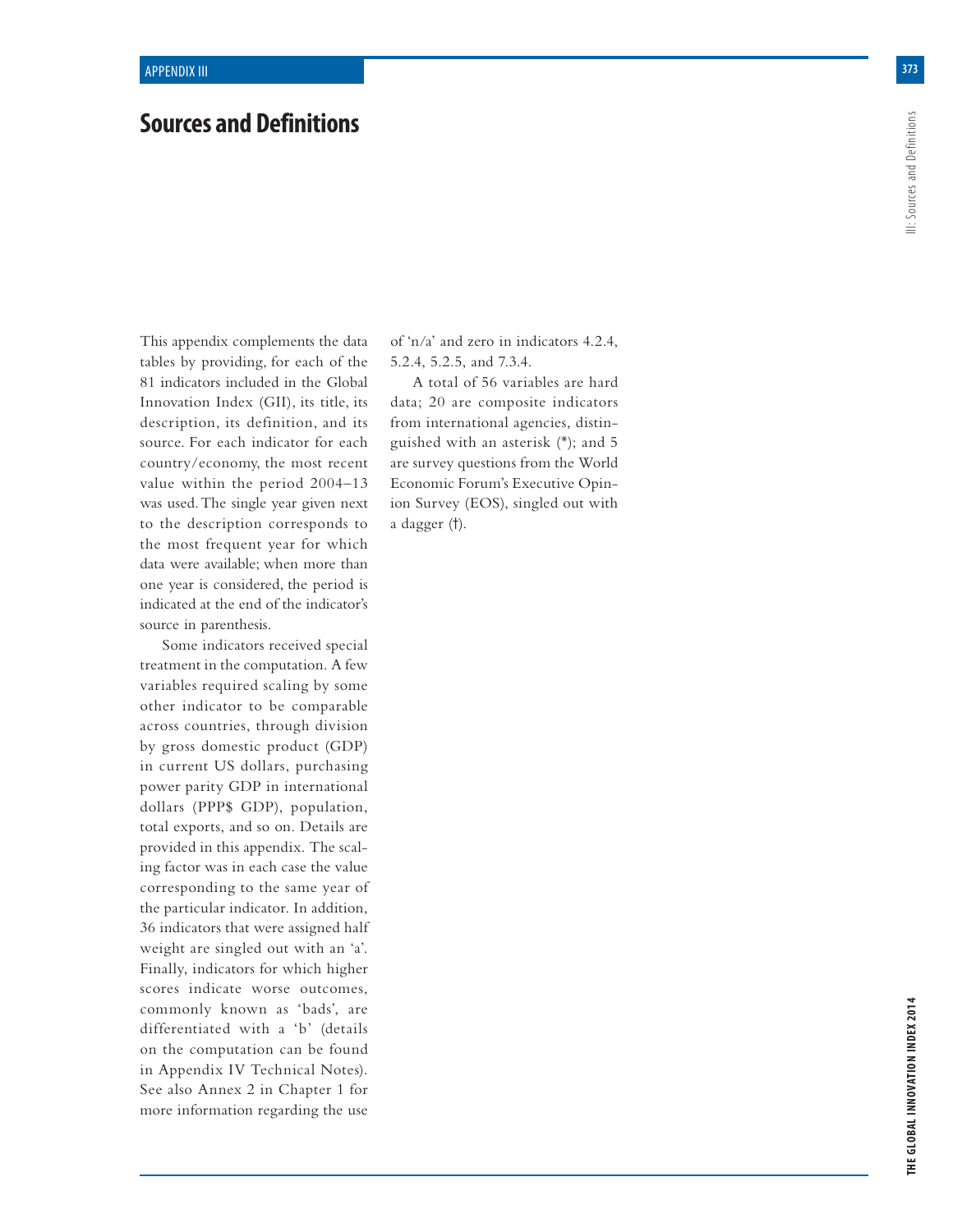# Sources and Definitions

This appendix complements the data tables by providing, for each of the 81 indicators included in the Global Innovation Index (GII), its title, its description, its definition, and its source. For each indicator for each country/economy, the most recent value within the period 2004–13 was used. The single year given next to the description corresponds to the most frequent year for which data were available; when more than one year is considered, the period is indicated at the end of the indicator's source in parenthesis.

Some indicators received special treatment in the computation. A few variables required scaling by some other indicator to be comparable across countries, through division by gross domestic product (GDP) in current US dollars, purchasing power parity GDP in international dollars (PPP$ GDP), population, total exports, and so on. Details are provided in this appendix. The scaling factor was in each case the value corresponding to the same year of the particular indicator. In addition, 36 indicators that were assigned half weight are singled out with an 'a'. Finally, indicators for which higher scores indicate worse outcomes, commonly known as 'bads', are differentiated with a 'b' (details on the computation can be found in Appendix IV Technical Notes). See also Annex 2 in Chapter 1 for more information regarding the use of 'n/a' and zero in indicators 4.2.4, 5.2.4, 5.2.5, and 7.3.4.

A total of 56 variables are hard data; 20 are composite indicators from international agencies, distinguished with an asterisk (*); and 5 are survey questions from the World Economic Forum's Executive Opinion Survey (EOS), singled out with a dagger (†).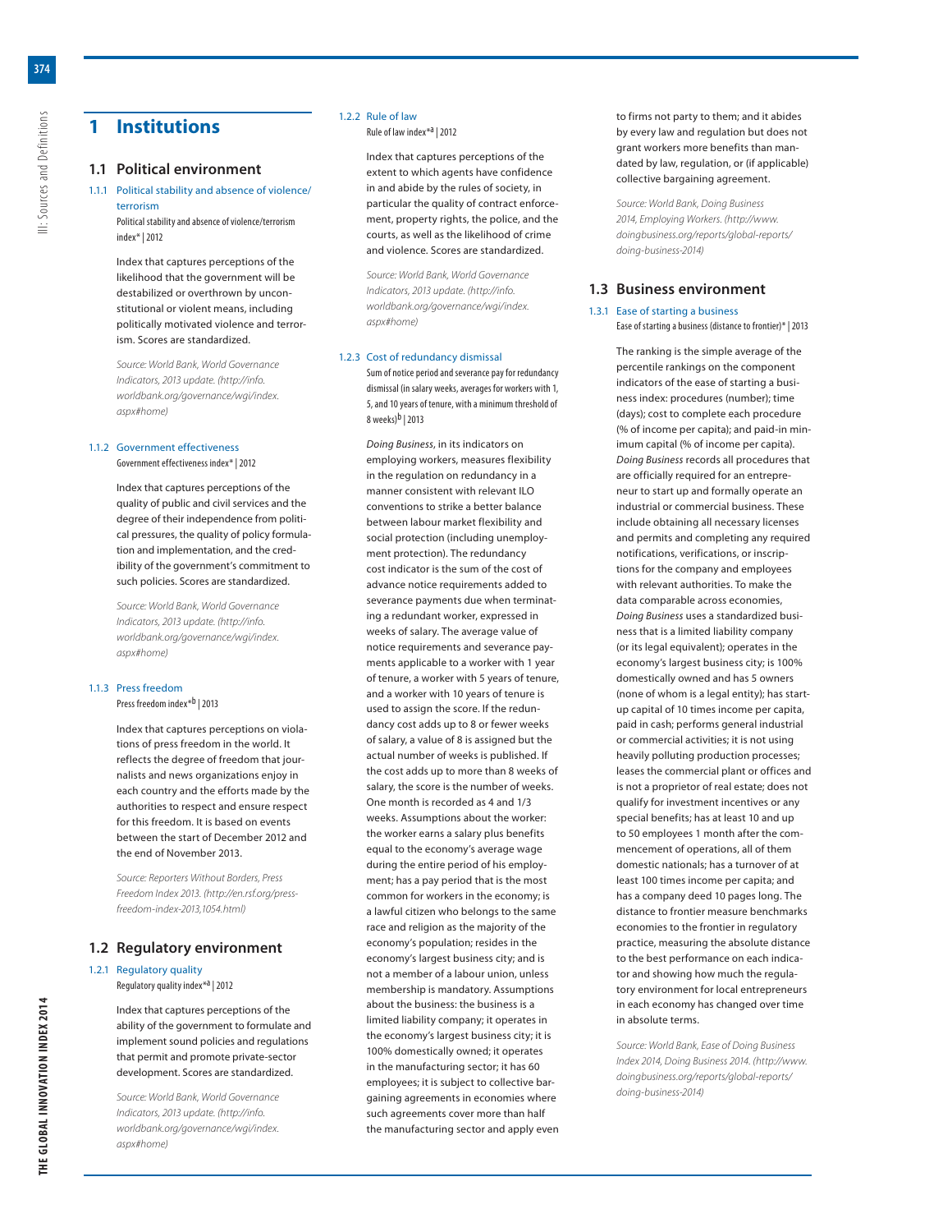# 1 Institutions

## 1.1 Political environment

### 1.1.1 Political stability and absence of violence/terrorism

Political stability and absence of violence/terrorism index* | 2012

Index that captures perceptions of the likelihood that the government will be destabilized or overthrown by unconstitutional or violent means, including politically motivated violence and terrorism. Scores are standardized.

*Source: World Bank, World Governance Indicators, 2013 update. (http://info.worldbank.org/governance/wgi/index.aspx#home)*

### 1.1.2 Government effectiveness

Government effectiveness index* | 2012

Index that captures perceptions of the quality of public and civil services and the degree of their independence from political pressures, the quality of policy formulation and implementation, and the credibility of the government's commitment to such policies. Scores are standardized.

*Source: World Bank, World Governance Indicators, 2013 update. (http://info.worldbank.org/governance/wgi/index.aspx#home)*

### 1.1.3 Press freedom

Press freedom index*[b] | 2013

Index that captures perceptions on violations of press freedom in the world. It reflects the degree of freedom that journalists and news organizations enjoy in each country and the efforts made by the authorities to respect and ensure respect for this freedom. It is based on events between the start of December 2012 and the end of November 2013.

*Source: Reporters Without Borders, Press Freedom Index 2013. (http://en.rsf.org/press-freedom-index-2013,1054.html)*

## 1.2 Regulatory environment

### 1.2.1 Regulatory quality

Regulatory quality index*[a] | 2012

Index that captures perceptions of the ability of the government to formulate and implement sound policies and regulations that permit and promote private-sector development. Scores are standardized.

*Source: World Bank, World Governance Indicators, 2013 update. (http://info.worldbank.org/governance/wgi/index.aspx#home)*

### 1.2.2 Rule of law

Rule of law index*[a] | 2012

Index that captures perceptions of the extent to which agents have confidence in and abide by the rules of society, in particular the quality of contract enforcement, property rights, the police, and the courts, as well as the likelihood of crime and violence. Scores are standardized.

*Source: World Bank, World Governance Indicators, 2013 update. (http://info.worldbank.org/governance/wgi/index.aspx#home)*

### 1.2.3 Cost of redundancy dismissal

Sum of notice period and severance pay for redundancy dismissal (in salary weeks, averages for workers with 1, 5, and 10 years of tenure, with a minimum threshold of 8 weeks)[b] | 2013

*Doing Business*, in its indicators on employing workers, measures flexibility in the regulation on redundancy in a manner consistent with relevant ILO conventions to strike a better balance between labour market flexibility and social protection (including unemployment protection). The redundancy cost indicator is the sum of the cost of advance notice requirements added to severance payments due when terminating a redundant worker, expressed in weeks of salary. The average value of notice requirements and severance payments applicable to a worker with 1 year of tenure, a worker with 5 years of tenure, and a worker with 10 years of tenure is used to assign the score. If the redundancy cost adds up to 8 or fewer weeks of salary, a value of 8 is assigned but the actual number of weeks is published. If the cost adds up to more than 8 weeks of salary, the score is the number of weeks. One month is recorded as 4 and 1/3 weeks. Assumptions about the worker: the worker earns a salary plus benefits equal to the economy's average wage during the entire period of his employment; has a pay period that is the most common for workers in the economy; is a lawful citizen who belongs to the same race and religion as the majority of the economy's population; resides in the economy's largest business city; and is not a member of a labour union, unless membership is mandatory. Assumptions about the business: the business is a limited liability company; it operates in the economy's largest business city; it is 100% domestically owned; it operates in the manufacturing sector; it has 60 employees; it is subject to collective bargaining agreements in economies where such agreements cover more than half the manufacturing sector and apply even to firms not party to them; and it abides by every law and regulation but does not grant workers more benefits than mandated by law, regulation, or (if applicable) collective bargaining agreement.

*Source: World Bank, Doing Business 2014, Employing Workers. (http://www.doingbusiness.org/reports/global-reports/doing-business-2014)*

## 1.3 Business environment

### 1.3.1 Ease of starting a business

Ease of starting a business (distance to frontier)* | 2013

The ranking is the simple average of the percentile rankings on the component indicators of the ease of starting a business index: procedures (number); time (days); cost to complete each procedure (% of income per capita); and paid-in minimum capital (% of income per capita). *Doing Business* records all procedures that are officially required for an entrepreneur to start up and formally operate an industrial or commercial business. These include obtaining all necessary licenses and permits and completing any required notifications, verifications, or inscriptions for the company and employees with relevant authorities. To make the data comparable across economies, *Doing Business* uses a standardized business that is a limited liability company (or its legal equivalent); operates in the economy's largest business city; is 100% domestically owned and has 5 owners (none of whom is a legal entity); has start-up capital of 10 times income per capita, paid in cash; performs general industrial or commercial activities; it is not using heavily polluting production processes; leases the commercial plant or offices and is not a proprietor of real estate; does not qualify for investment incentives or any special benefits; has at least 10 and up to 50 employees 1 month after the commencement of operations, all of them domestic nationals; has a turnover of at least 100 times income per capita; and has a company deed 10 pages long. The distance to frontier measure benchmarks economies to the frontier in regulatory practice, measuring the absolute distance to the best performance on each indicator and showing how much the regulatory environment for local entrepreneurs in each economy has changed over time in absolute terms.

*Source: World Bank, Ease of Doing Business Index 2014, Doing Business 2014. (http://www.doingbusiness.org/reports/global-reports/doing-business-2014)*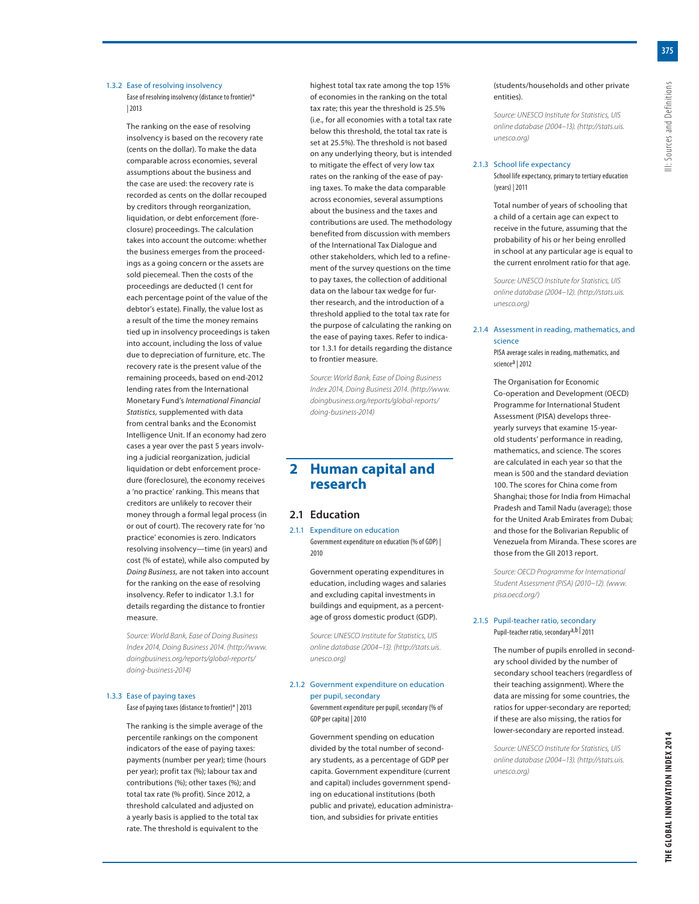### 1.3.2 Ease of resolving insolvency

Ease of resolving insolvency (distance to frontier)* | 2013

The ranking on the ease of resolving insolvency is based on the recovery rate (cents on the dollar). To make the data comparable across economies, several assumptions about the business and the case are used: the recovery rate is recorded as cents on the dollar recouped by creditors through reorganization, liquidation, or debt enforcement (foreclosure) proceedings. The calculation takes into account the outcome: whether the business emerges from the proceedings as a going concern or the assets are sold piecemeal. Then the costs of the proceedings are deducted (1 cent for each percentage point of the value of the debtor's estate). Finally, the value lost as a result of the time the money remains tied up in insolvency proceedings is taken into account, including the loss of value due to depreciation of furniture, etc. The recovery rate is the present value of the remaining proceeds, based on end-2012 lending rates from the International Monetary Fund's *International Financial Statistics*, supplemented with data from central banks and the Economist Intelligence Unit. If an economy had zero cases a year over the past 5 years involving a judicial reorganization, judicial liquidation or debt enforcement procedure (foreclosure), the economy receives a 'no practice' ranking. This means that creditors are unlikely to recover their money through a formal legal process (in or out of court). The recovery rate for 'no practice' economies is zero. Indicators resolving insolvency—time (in years) and cost (% of estate), while also computed by *Doing Business*, are not taken into account for the ranking on the ease of resolving insolvency. Refer to indicator 1.3.1 for details regarding the distance to frontier measure.

*Source: World Bank, Ease of Doing Business Index 2014, Doing Business 2014. (http://www.doingbusiness.org/reports/global-reports/doing-business-2014)*

### 1.3.3 Ease of paying taxes

Ease of paying taxes (distance to frontier)* | 2013

The ranking is the simple average of the percentile rankings on the component indicators of the ease of paying taxes: payments (number per year); time (hours per year); profit tax (%); labour tax and contributions (%); other taxes (%); and total tax rate (% profit). Since 2012, a threshold calculated and adjusted on a yearly basis is applied to the total tax rate. The threshold is equivalent to the highest total tax rate among the top 15% of economies in the ranking on the total tax rate; this year the threshold is 25.5% (i.e., for all economies with a total tax rate below this threshold, the total tax rate is set at 25.5%). The threshold is not based on any underlying theory, but is intended to mitigate the effect of very low tax rates on the ranking of the ease of paying taxes. To make the data comparable across economies, several assumptions about the business and the taxes and contributions are used. The methodology benefited from discussion with members of the International Tax Dialogue and other stakeholders, which led to a refinement of the survey questions on the time to pay taxes, the collection of additional data on the labour tax wedge for further research, and the introduction of a threshold applied to the total tax rate for the purpose of calculating the ranking on the ease of paying taxes. Refer to indicator 1.3.1 for details regarding the distance to frontier measure.

*Source: World Bank, Ease of Doing Business Index 2014, Doing Business 2014. (http://www.doingbusiness.org/reports/global-reports/doing-business-2014)*

# 2 Human capital and research

## 2.1 Education

### 2.1.1 Expenditure on education

Government expenditure on education (% of GDP) | 2010

Government operating expenditures in education, including wages and salaries and excluding capital investments in buildings and equipment, as a percentage of gross domestic product (GDP).

*Source: UNESCO Institute for Statistics, UIS online database (2004–13). (http://stats.uis.unesco.org)*

### 2.1.2 Government expenditure on education per pupil, secondary

Government expenditure per pupil, secondary (% of GDP per capita) | 2010

Government spending on education divided by the total number of secondary students, as a percentage of GDP per capita. Government expenditure (current and capital) includes government spending on educational institutions (both public and private), education administration, and subsidies for private entities (students/households and other private entities).

*Source: UNESCO Institute for Statistics, UIS online database (2004–13). (http://stats.uis.unesco.org)*

### 2.1.3 School life expectancy

School life expectancy, primary to tertiary education (years) | 2011

Total number of years of schooling that a child of a certain age can expect to receive in the future, assuming that the probability of his or her being enrolled in school at any particular age is equal to the current enrolment ratio for that age.

*Source: UNESCO Institute for Statistics, UIS online database (2004–12). (http://stats.uis.unesco.org)*

### 2.1.4 Assessment in reading, mathematics, and science

PISA average scales in reading, mathematics, and science[a] | 2012

The Organisation for Economic Co-operation and Development (OECD) Programme for International Student Assessment (PISA) develops three-yearly surveys that examine 15-year-old students' performance in reading, mathematics, and science. The scores are calculated in each year so that the mean is 500 and the standard deviation 100. The scores for China come from Shanghai; those for India from Himachal Pradesh and Tamil Nadu (average); those for the United Arab Emirates from Dubai; and those for the Bolivarian Republic of Venezuela from Miranda. These scores are those from the GII 2013 report.

*Source: OECD Programme for International Student Assessment (PISA) (2010–12). (www.pisa.oecd.org/)*

### 2.1.5 Pupil-teacher ratio, secondary

Pupil-teacher ratio, secondary[a,b] | 2011

The number of pupils enrolled in secondary school divided by the number of secondary school teachers (regardless of their teaching assignment). Where the data are missing for some countries, the ratios for upper-secondary are reported; if these are also missing, the ratios for lower-secondary are reported instead.

*Source: UNESCO Institute for Statistics, UIS online database (2004–13). (http://stats.uis.unesco.org)*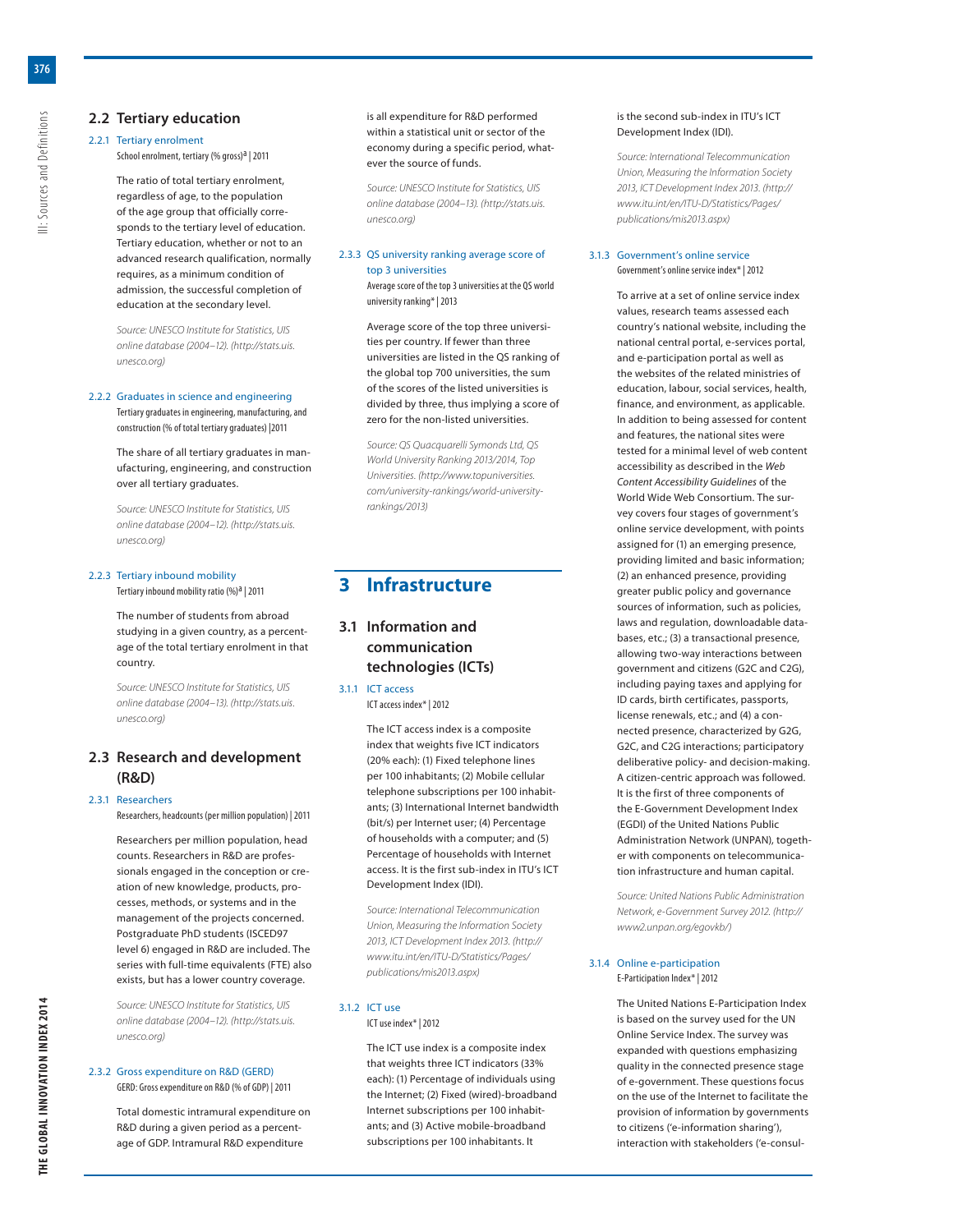## 2.2 Tertiary education

### 2.2.1 Tertiary enrolment

School enrolment, tertiary (% gross)[a] | 2011

The ratio of total tertiary enrolment, regardless of age, to the population of the age group that officially corresponds to the tertiary level of education. Tertiary education, whether or not to an advanced research qualification, normally requires, as a minimum condition of admission, the successful completion of education at the secondary level.

*Source: UNESCO Institute for Statistics, UIS online database (2004–12). (http://stats.uis.unesco.org)*

### 2.2.2 Graduates in science and engineering

Tertiary graduates in engineering, manufacturing, and construction (% of total tertiary graduates) |2011

The share of all tertiary graduates in manufacturing, engineering, and construction over all tertiary graduates.

*Source: UNESCO Institute for Statistics, UIS online database (2004–12). (http://stats.uis.unesco.org)*

### 2.2.3 Tertiary inbound mobility

Tertiary inbound mobility ratio (%)[a] | 2011

The number of students from abroad studying in a given country, as a percentage of the total tertiary enrolment in that country.

*Source: UNESCO Institute for Statistics, UIS online database (2004–13). (http://stats.uis.unesco.org)*

## 2.3 Research and development (R&D)

### 2.3.1 Researchers

Researchers, headcounts (per million population) | 2011

Researchers per million population, head counts. Researchers in R&D are professionals engaged in the conception or creation of new knowledge, products, processes, methods, or systems and in the management of the projects concerned. Postgraduate PhD students (ISCED97 level 6) engaged in R&D are included. The series with full-time equivalents (FTE) also exists, but has a lower country coverage.

*Source: UNESCO Institute for Statistics, UIS online database (2004–12). (http://stats.uis.unesco.org)*

### 2.3.2 Gross expenditure on R&D (GERD)

GERD: Gross expenditure on R&D (% of GDP) | 2011

Total domestic intramural expenditure on R&D during a given period as a percentage of GDP. Intramural R&D expenditure is all expenditure for R&D performed within a statistical unit or sector of the economy during a specific period, whatever the source of funds.

*Source: UNESCO Institute for Statistics, UIS online database (2004–13). (http://stats.uis.unesco.org)*

### 2.3.3 QS university ranking average score of top 3 universities

Average score of the top 3 universities at the QS world university ranking* | 2013

Average score of the top three universities per country. If fewer than three universities are listed in the QS ranking of the global top 700 universities, the sum of the scores of the listed universities is divided by three, thus implying a score of zero for the non-listed universities.

*Source: QS Quacquarelli Symonds Ltd, QS World University Ranking 2013/2014, Top Universities. (http://www.topuniversities.com/university-rankings/world-university-rankings/2013)*

# 3 Infrastructure

## 3.1 Information and communication technologies (ICTs)

### 3.1.1 ICT access

ICT access index* | 2012

The ICT access index is a composite index that weights five ICT indicators (20% each): (1) Fixed telephone lines per 100 inhabitants; (2) Mobile cellular telephone subscriptions per 100 inhabitants; (3) International Internet bandwidth (bit/s) per Internet user; (4) Percentage of households with a computer; and (5) Percentage of households with Internet access. It is the first sub-index in ITU's ICT Development Index (IDI).

*Source: International Telecommunication Union, Measuring the Information Society 2013, ICT Development Index 2013. (http://www.itu.int/en/ITU-D/Statistics/Pages/publications/mis2013.aspx)*

### 3.1.2 ICT use

ICT use index* | 2012

The ICT use index is a composite index that weights three ICT indicators (33% each): (1) Percentage of individuals using the Internet; (2) Fixed (wired)-broadband Internet subscriptions per 100 inhabitants; and (3) Active mobile-broadband subscriptions per 100 inhabitants. It is the second sub-index in ITU's ICT Development Index (IDI).

*Source: International Telecommunication Union, Measuring the Information Society 2013, ICT Development Index 2013. (http://www.itu.int/en/ITU-D/Statistics/Pages/publications/mis2013.aspx)*

### 3.1.3 Government's online service

Government's online service index* | 2012

To arrive at a set of online service index values, research teams assessed each country's national website, including the national central portal, e-services portal, and e-participation portal as well as the websites of the related ministries of education, labour, social services, health, finance, and environment, as applicable. In addition to being assessed for content and features, the national sites were tested for a minimal level of web content accessibility as described in the *Web Content Accessibility Guidelines* of the World Wide Web Consortium. The survey covers four stages of government's online service development, with points assigned for (1) an emerging presence, providing limited and basic information; (2) an enhanced presence, providing greater public policy and governance sources of information, such as policies, laws and regulation, downloadable databases, etc.; (3) a transactional presence, allowing two-way interactions between government and citizens (G2C and C2G), including paying taxes and applying for ID cards, birth certificates, passports, license renewals, etc.; and (4) a connected presence, characterized by G2G, G2C, and C2G interactions; participatory deliberative policy- and decision-making. A citizen-centric approach was followed. It is the first of three components of the E-Government Development Index (EGDI) of the United Nations Public Administration Network (UNPAN), together with components on telecommunication infrastructure and human capital.

*Source: United Nations Public Administration Network, e-Government Survey 2012. (http://www2.unpan.org/egovkb/)*

### 3.1.4 Online e-participation

E-Participation Index* | 2012

The United Nations E-Participation Index is based on the survey used for the UN Online Service Index. The survey was expanded with questions emphasizing quality in the connected presence stage of e-government. These questions focus on the use of the Internet to facilitate the provision of information by governments to citizens ('e-information sharing'), interaction with stakeholders ('e-consul-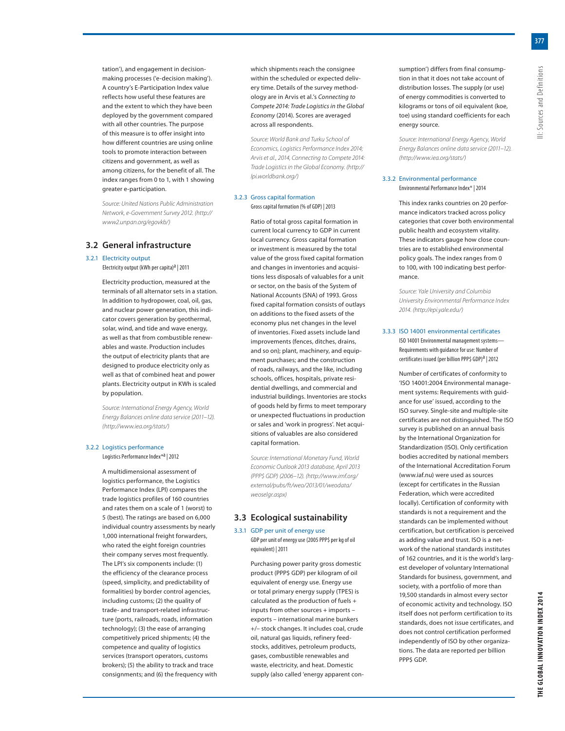tation'), and engagement in decision-making processes ('e-decision making'). A country's E-Participation Index value reflects how useful these features are and the extent to which they have been deployed by the government compared with all other countries. The purpose of this measure is to offer insight into how different countries are using online tools to promote interaction between citizens and government, as well as among citizens, for the benefit of all. The index ranges from 0 to 1, with 1 showing greater e-participation.

*Source: United Nations Public Administration Network, e-Government Survey 2012. (http://www2.unpan.org/egovkb/)*

## 3.2 General infrastructure

### 3.2.1 Electricity output

Electricity output (kWh per capita)[a] | 2011

Electricity production, measured at the terminals of all alternator sets in a station. In addition to hydropower, coal, oil, gas, and nuclear power generation, this indicator covers generation by geothermal, solar, wind, and tide and wave energy, as well as that from combustible renewables and waste. Production includes the output of electricity plants that are designed to produce electricity only as well as that of combined heat and power plants. Electricity output in KWh is scaled by population.

*Source: International Energy Agency, World Energy Balances online data service (2011–12). (http://www.iea.org/stats/)*

### 3.2.2 Logistics performance

Logistics Performance Index*[a] | 2012

A multidimensional assessment of logistics performance, the Logistics Performance Index (LPI) compares the trade logistics profiles of 160 countries and rates them on a scale of 1 (worst) to 5 (best). The ratings are based on 6,000 individual country assessments by nearly 1,000 international freight forwarders, who rated the eight foreign countries their company serves most frequently. The LPI's six components include: (1) the efficiency of the clearance process (speed, simplicity, and predictability of formalities) by border control agencies, including customs; (2) the quality of trade- and transport-related infrastructure (ports, railroads, roads, information technology); (3) the ease of arranging competitively priced shipments; (4) the competence and quality of logistics services (transport operators, customs brokers); (5) the ability to track and trace consignments; and (6) the frequency with which shipments reach the consignee within the scheduled or expected delivery time. Details of the survey methodology are in Arvis et al.'s *Connecting to Compete 2014: Trade Logistics in the Global Economy* (2014). Scores are averaged across all respondents.

*Source: World Bank and Turku School of Economics, Logistics Performance Index 2014; Arvis et al., 2014, Connecting to Compete 2014: Trade Logistics in the Global Economy. (http://lpi.worldbank.org/)*

### 3.2.3 Gross capital formation

Gross capital formation (% of GDP) | 2013

Ratio of total gross capital formation in current local currency to GDP in current local currency. Gross capital formation or investment is measured by the total value of the gross fixed capital formation and changes in inventories and acquisitions less disposals of valuables for a unit or sector, on the basis of the System of National Accounts (SNA) of 1993. Gross fixed capital formation consists of outlays on additions to the fixed assets of the economy plus net changes in the level of inventories. Fixed assets include land improvements (fences, ditches, drains, and so on); plant, machinery, and equipment purchases; and the construction of roads, railways, and the like, including schools, offices, hospitals, private residential dwellings, and commercial and industrial buildings. Inventories are stocks of goods held by firms to meet temporary or unexpected fluctuations in production or sales and 'work in progress'. Net acquisitions of valuables are also considered capital formation.

*Source: International Monetary Fund, World Economic Outlook 2013 database, April 2013 (PPP$ GDP) (2006–12). (http://www.imf.org/external/pubs/ft/weo/2013/01/weodata/weoselgr.aspx)*

## 3.3 Ecological sustainability

### 3.3.1 GDP per unit of energy use

GDP per unit of energy use (2005 PPP$ per kg of oil equivalent) | 2011

Purchasing power parity gross domestic product (PPP$ GDP) per kilogram of oil equivalent of energy use. Energy use or total primary energy supply (TPES) is calculated as the production of fuels + inputs from other sources + imports – exports – international marine bunkers +/– stock changes. It includes coal, crude oil, natural gas liquids, refinery feedstocks, additives, petroleum products, gases, combustible renewables and waste, electricity, and heat. Domestic supply (also called 'energy apparent consumption') differs from final consumption in that it does not take account of distribution losses. The supply (or use) of energy commodities is converted to kilograms or tons of oil equivalent (koe, toe) using standard coefficients for each energy source.

*Source: International Energy Agency, World Energy Balances online data service (2011–12). (http://www.iea.org/stats/)*

### 3.3.2 Environmental performance

Environmental Performance Index* | 2014

This index ranks countries on 20 performance indicators tracked across policy categories that cover both environmental public health and ecosystem vitality. These indicators gauge how close countries are to established environmental policy goals. The index ranges from 0 to 100, with 100 indicating best performance.

*Source: Yale University and Columbia University Environmental Performance Index 2014. (http://epi.yale.edu/)*

### 3.3.3 ISO 14001 environmental certificates

ISO 14001 Environmental management systems—Requirements with guidance for use: Number of certificates issued (per billion PPP$ GDP)[a] | 2012

Number of certificates of conformity to 'ISO 14001:2004 Environmental management systems: Requirements with guidance for use' issued, according to the ISO survey. Single-site and multiple-site certificates are not distinguished. The ISO survey is published on an annual basis by the International Organization for Standardization (ISO). Only certification bodies accredited by national members of the International Accreditation Forum (www.iaf.nu) were used as sources (except for certificates in the Russian Federation, which were accredited locally). Certification of conformity with standards is not a requirement and the standards can be implemented without certification, but certification is perceived as adding value and trust. ISO is a network of the national standards institutes of 162 countries, and it is the world's largest developer of voluntary International Standards for business, government, and society, with a portfolio of more than 19,500 standards in almost every sector of economic activity and technology. ISO itself does not perform certification to its standards, does not issue certificates, and does not control certification performed independently of ISO by other organizations. The data are reported per billion PPP$ GDP.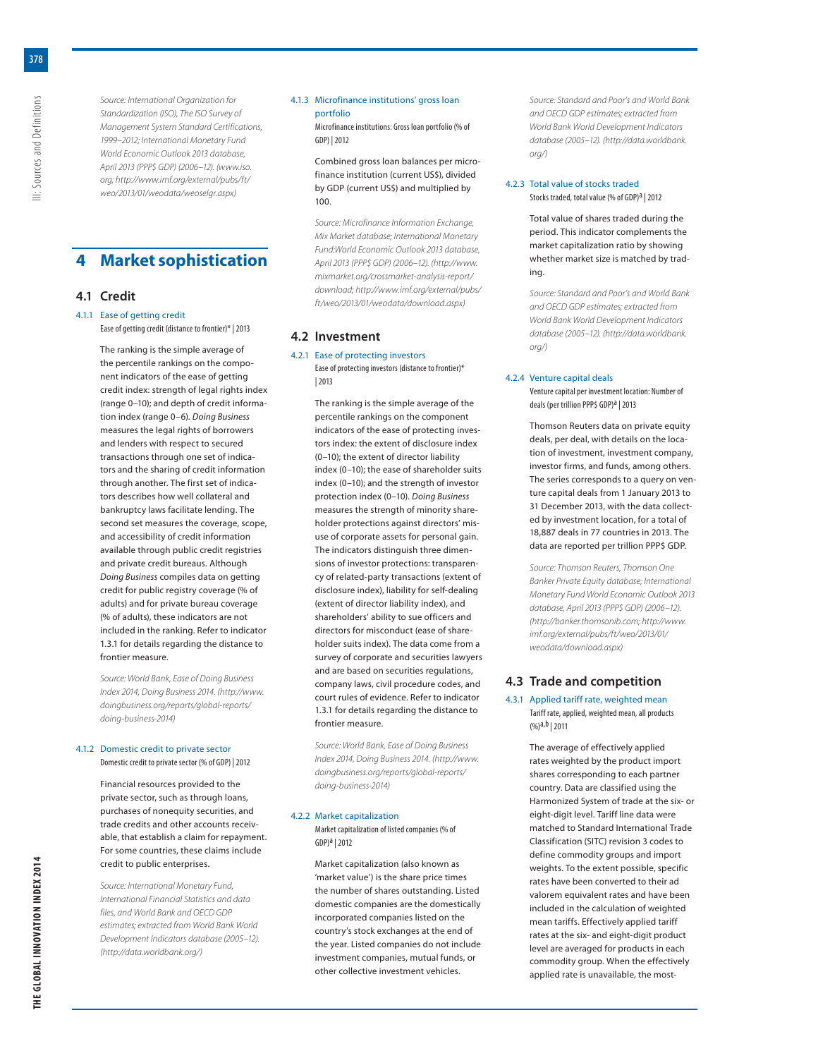*Source: International Organization for Standardization (ISO), The ISO Survey of Management System Standard Certifications, 1999–2012; International Monetary Fund World Economic Outlook 2013 database, April 2013 (PPP$ GDP) (2006–12). (www.iso.org; http://www.imf.org/external/pubs/ft/weo/2013/01/weodata/weoselgr.aspx)*

# 4 Market sophistication

## 4.1 Credit

### 4.1.1 Ease of getting credit

Ease of getting credit (distance to frontier)* | 2013

The ranking is the simple average of the percentile rankings on the component indicators of the ease of getting credit index: strength of legal rights index (range 0–10); and depth of credit information index (range 0–6). *Doing Business* measures the legal rights of borrowers and lenders with respect to secured transactions through one set of indicators and the sharing of credit information through another. The first set of indicators describes how well collateral and bankruptcy laws facilitate lending. The second set measures the coverage, scope, and accessibility of credit information available through public credit registries and private credit bureaus. Although *Doing Business* compiles data on getting credit for public registry coverage (% of adults) and for private bureau coverage (% of adults), these indicators are not included in the ranking. Refer to indicator 1.3.1 for details regarding the distance to frontier measure.

*Source: World Bank, Ease of Doing Business Index 2014, Doing Business 2014. (http://www.doingbusiness.org/reports/global-reports/doing-business-2014)*

### 4.1.2 Domestic credit to private sector

Domestic credit to private sector (% of GDP) | 2012

Financial resources provided to the private sector, such as through loans, purchases of nonequity securities, and trade credits and other accounts receivable, that establish a claim for repayment. For some countries, these claims include credit to public enterprises.

*Source: International Monetary Fund, International Financial Statistics and data files, and World Bank and OECD GDP estimates; extracted from World Bank World Development Indicators database (2005–12). (http://data.worldbank.org/)*

### 4.1.3 Microfinance institutions' gross loan portfolio

Microfinance institutions: Gross loan portfolio (% of GDP) | 2012

Combined gross loan balances per microfinance institution (current US$), divided by GDP (current US$) and multiplied by 100.

*Source: Microfinance Information Exchange, Mix Market database; International Monetary Fund:World Economic Outlook 2013 database, April 2013 (PPP$ GDP) (2006–12). (http://www.mixmarket.org/crossmarket-analysis-report/download; http://www.imf.org/external/pubs/ft/weo/2013/01/weodata/download.aspx)*

## 4.2 Investment

### 4.2.1 Ease of protecting investors

Ease of protecting investors (distance to frontier)* | 2013

The ranking is the simple average of the percentile rankings on the component indicators of the ease of protecting investors index: the extent of disclosure index (0–10); the extent of director liability index (0–10); the ease of shareholder suits index (0–10); and the strength of investor protection index (0–10). *Doing Business* measures the strength of minority shareholder protections against directors' misuse of corporate assets for personal gain. The indicators distinguish three dimensions of investor protections: transparency of related-party transactions (extent of disclosure index), liability for self-dealing (extent of director liability index), and shareholders' ability to sue officers and directors for misconduct (ease of shareholder suits index). The data come from a survey of corporate and securities lawyers and are based on securities regulations, company laws, civil procedure codes, and court rules of evidence. Refer to indicator 1.3.1 for details regarding the distance to frontier measure.

*Source: World Bank, Ease of Doing Business Index 2014, Doing Business 2014. (http://www.doingbusiness.org/reports/global-reports/doing-business-2014)*

### 4.2.2 Market capitalization

Market capitalization of listed companies (% of GDP)[a] | 2012

Market capitalization (also known as 'market value') is the share price times the number of shares outstanding. Listed domestic companies are the domestically incorporated companies listed on the country's stock exchanges at the end of the year. Listed companies do not include investment companies, mutual funds, or other collective investment vehicles.

*Source: Standard and Poor's and World Bank and OECD GDP estimates; extracted from World Bank World Development Indicators database (2005–12). (http://data.worldbank.org/)*

### 4.2.3 Total value of stocks traded

Stocks traded, total value (% of GDP)[a] | 2012

Total value of shares traded during the period. This indicator complements the market capitalization ratio by showing whether market size is matched by trading.

*Source: Standard and Poor's and World Bank and OECD GDP estimates; extracted from World Bank World Development Indicators database (2005–12). (http://data.worldbank.org/)*

### 4.2.4 Venture capital deals

Venture capital per investment location: Number of deals (per trillion PPP$ GDP)[a] | 2013

Thomson Reuters data on private equity deals, per deal, with details on the location of investment, investment company, investor firms, and funds, among others. The series corresponds to a query on venture capital deals from 1 January 2013 to 31 December 2013, with the data collected by investment location, for a total of 18,887 deals in 77 countries in 2013. The data are reported per trillion PPP$ GDP.

*Source: Thomson Reuters, Thomson One Banker Private Equity database; International Monetary Fund World Economic Outlook 2013 database, April 2013 (PPP$ GDP) (2006–12). (http://banker.thomsonib.com; http://www.imf.org/external/pubs/ft/weo/2013/01/weodata/download.aspx)*

## 4.3 Trade and competition

### 4.3.1 Applied tariff rate, weighted mean

Tariff rate, applied, weighted mean, all products (%)[a,b] | 2011

The average of effectively applied rates weighted by the product import shares corresponding to each partner country. Data are classified using the Harmonized System of trade at the six- or eight-digit level. Tariff line data were matched to Standard International Trade Classification (SITC) revision 3 codes to define commodity groups and import weights. To the extent possible, specific rates have been converted to their ad valorem equivalent rates and have been included in the calculation of weighted mean tariffs. Effectively applied tariff rates at the six- and eight-digit product level are averaged for products in each commodity group. When the effectively applied rate is unavailable, the most-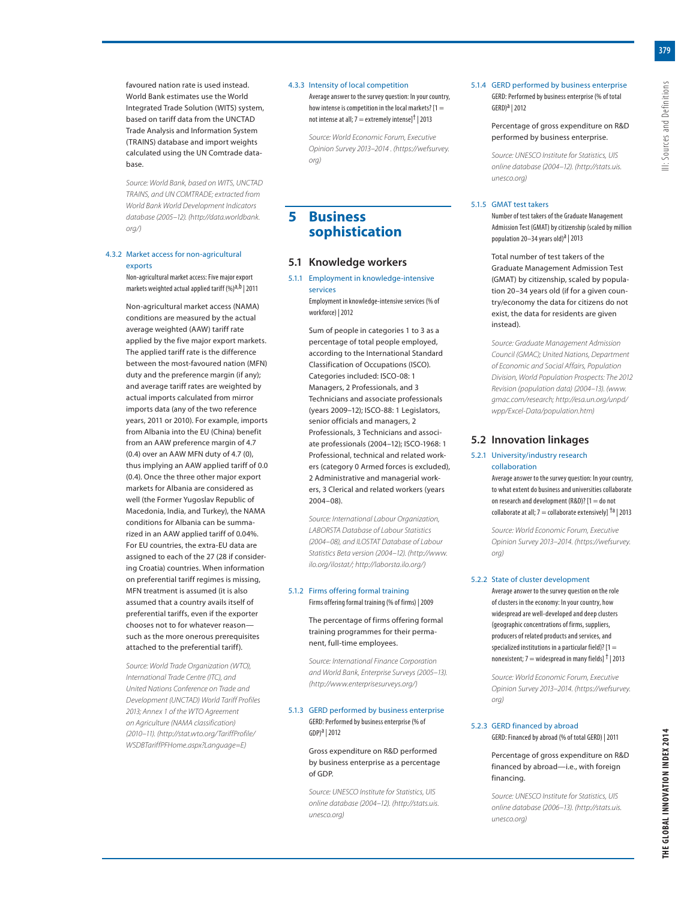favoured nation rate is used instead. World Bank estimates use the World Integrated Trade Solution (WITS) system, based on tariff data from the UNCTAD Trade Analysis and Information System (TRAINS) database and import weights calculated using the UN Comtrade database.

*Source: World Bank, based on WITS, UNCTAD TRAINS, and UN COMTRADE; extracted from World Bank World Development Indicators database (2005–12). (http://data.worldbank.org/)*

### 4.3.2 Market access for non-agricultural exports

Non-agricultural market access: Five major export markets weighted actual applied tariff (%)[a,b] | 2011

Non-agricultural market access (NAMA) conditions are measured by the actual average weighted (AAW) tariff rate applied by the five major export markets. The applied tariff rate is the difference between the most-favoured nation (MFN) duty and the preference margin (if any); and average tariff rates are weighted by actual imports calculated from mirror imports data (any of the two reference years, 2011 or 2010). For example, imports from Albania into the EU (China) benefit from an AAW preference margin of 4.7 (0.4) over an AAW MFN duty of 4.7 (0), thus implying an AAW applied tariff of 0.0 (0.4). Once the three other major export markets for Albania are considered as well (the Former Yugoslav Republic of Macedonia, India, and Turkey), the NAMA conditions for Albania can be summarized in an AAW applied tariff of 0.04%. For EU countries, the extra-EU data are assigned to each of the 27 (28 if considering Croatia) countries. When information on preferential tariff regimes is missing, MFN treatment is assumed (it is also assumed that a country avails itself of preferential tariffs, even if the exporter chooses not to for whatever reason—such as the more onerous prerequisites attached to the preferential tariff).

*Source: World Trade Organization (WTO), International Trade Centre (ITC), and United Nations Conference on Trade and Development (UNCTAD) World Tariff Profiles 2013; Annex 1 of the WTO Agreement on Agriculture (NAMA classification) (2010–11). (http://stat.wto.org/TariffProfile/WSDBTariffPFHome.aspx?Language=E)*

### 4.3.3 Intensity of local competition

Average answer to the survey question: In your country, how intense is competition in the local markets? [1 = not intense at all; 7 = extremely intense][†] | 2013

*Source: World Economic Forum, Executive Opinion Survey 2013–2014 . (https://wefsurvey.org)*

# 5 Business sophistication

## 5.1 Knowledge workers

### 5.1.1 Employment in knowledge-intensive services

Employment in knowledge-intensive services (% of workforce) | 2012

Sum of people in categories 1 to 3 as a percentage of total people employed, according to the International Standard Classification of Occupations (ISCO). Categories included: ISCO-08: 1 Managers, 2 Professionals, and 3 Technicians and associate professionals (years 2009–12); ISCO-88: 1 Legislators, senior officials and managers, 2 Professionals, 3 Technicians and associate professionals (2004–12); ISCO-1968: 1 Professional, technical and related workers (category 0 Armed forces is excluded), 2 Administrative and managerial workers, 3 Clerical and related workers (years 2004–08).

*Source: International Labour Organization, LABORSTA Database of Labour Statistics (2004–08), and ILOSTAT Database of Labour Statistics Beta version (2004–12). (http://www.ilo.org/ilostat/; http://laborsta.ilo.org/)*

### 5.1.2 Firms offering formal training

Firms offering formal training (% of firms) | 2009

The percentage of firms offering formal training programmes for their permanent, full-time employees.

*Source: International Finance Corporation and World Bank, Enterprise Surveys (2005–13). (http://www.enterprisesurveys.org/)*

### 5.1.3 GERD performed by business enterprise

GERD: Performed by business enterprise (% of GDP)[a] | 2012

Gross expenditure on R&D performed by business enterprise as a percentage of GDP.

*Source: UNESCO Institute for Statistics, UIS online database (2004–12). (http://stats.uis.unesco.org)*

### 5.1.4 GERD performed by business enterprise

GERD: Performed by business enterprise (% of total GERD)[a] | 2012

Percentage of gross expenditure on R&D performed by business enterprise.

*Source: UNESCO Institute for Statistics, UIS online database (2004–12). (http://stats.uis.unesco.org)*

### 5.1.5 GMAT test takers

Number of test takers of the Graduate Management Admission Test (GMAT) by citizenship (scaled by million population 20–34 years old)[a] | 2013

Total number of test takers of the Graduate Management Admission Test (GMAT) by citizenship, scaled by population 20–34 years old (if for a given country/economy the data for citizens do not exist, the data for residents are given instead).

*Source: Graduate Management Admission Council (GMAC); United Nations, Department of Economic and Social Affairs, Population Division, World Population Prospects: The 2012 Revision (population data) (2004–13). (www.gmac.com/research; http://esa.un.org/unpd/wpp/Excel-Data/population.htm)*

## 5.2 Innovation linkages

### 5.2.1 University/industry research collaboration

Average answer to the survey question: In your country, to what extent do business and universities collaborate on research and development (R&D)? [1 = do not collaborate at all; 7 = collaborate extensively] [†a] | 2013

*Source: World Economic Forum, Executive Opinion Survey 2013–2014. (https://wefsurvey.org)*

### 5.2.2 State of cluster development

Average answer to the survey question on the role of clusters in the economy: In your country, how widespread are well-developed and deep clusters (geographic concentrations of firms, suppliers, producers of related products and services, and specialized institutions in a particular field)? [1 = nonexistent; 7 = widespread in many fields] [†] | 2013

*Source: World Economic Forum, Executive Opinion Survey 2013–2014. (https://wefsurvey.org)*

### 5.2.3 GERD financed by abroad

GERD: Financed by abroad (% of total GERD) | 2011

Percentage of gross expenditure on R&D financed by abroad—i.e., with foreign financing.

*Source: UNESCO Institute for Statistics, UIS online database (2006–13). (http://stats.uis.unesco.org)*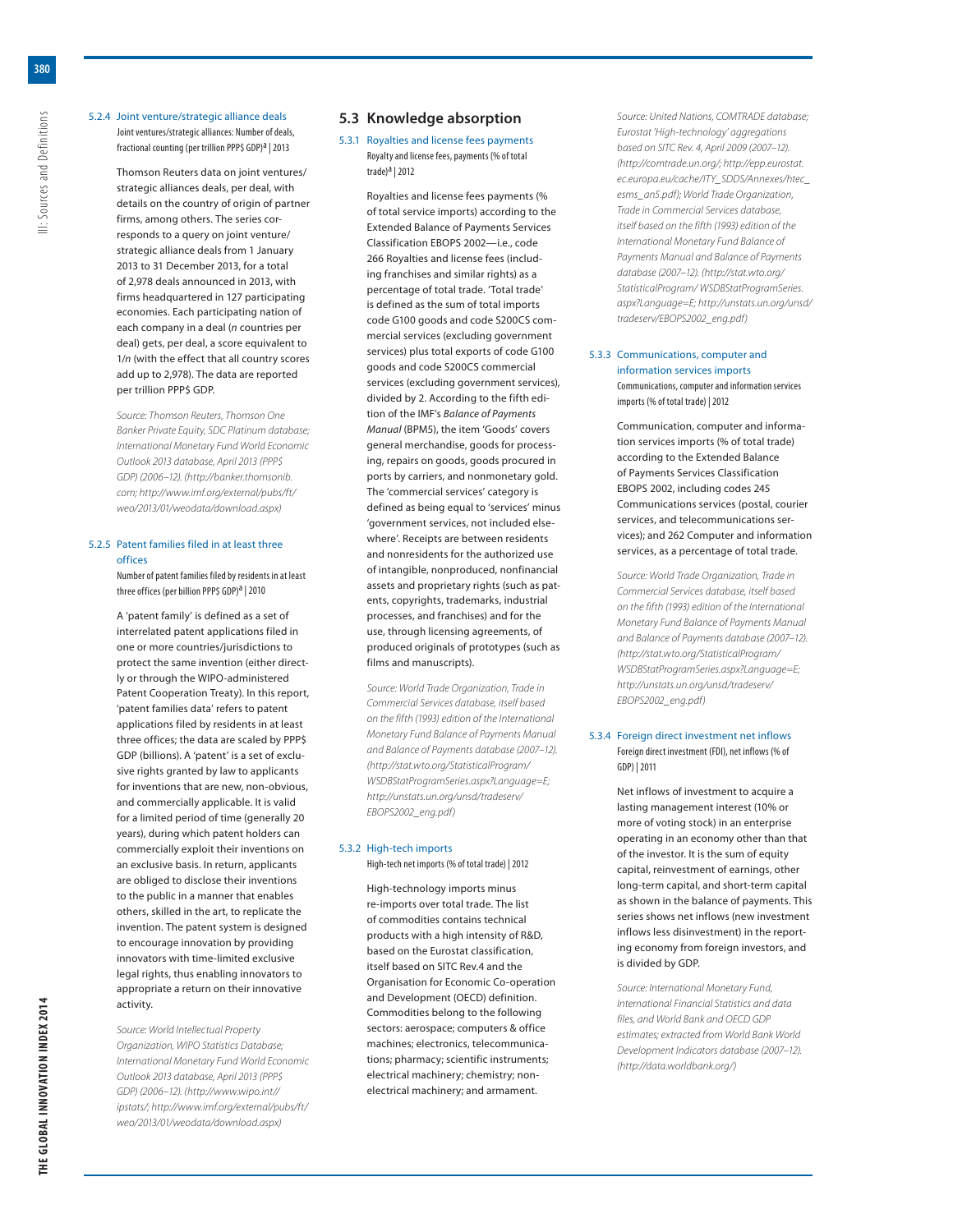#### 5.2.4 Joint venture/strategic alliance deals

Joint ventures/strategic alliances: Number of deals, fractional counting (per trillion PPP$ GDP)[a] | 2013

Thomson Reuters data on joint ventures/strategic alliances deals, per deal, with details on the country of origin of partner firms, among others. The series corresponds to a query on joint venture/strategic alliance deals from 1 January 2013 to 31 December 2013, for a total of 2,978 deals announced in 2013, with firms headquartered in 127 participating economies. Each participating nation of each company in a deal (*n* countries per deal) gets, per deal, a score equivalent to 1/*n* (with the effect that all country scores add up to 2,978). The data are reported per trillion PPP$ GDP.

*Source: Thomson Reuters, Thomson One Banker Private Equity, SDC Platinum database; International Monetary Fund World Economic Outlook 2013 database, April 2013 (PPP$ GDP) (2006–12). (http://banker.thomsonib.com; http://www.imf.org/external/pubs/ft/weo/2013/01/weodata/download.aspx)*

#### 5.2.5 Patent families filed in at least three offices

Number of patent families filed by residents in at least three offices (per billion PPP$ GDP)[a] | 2010

A 'patent family' is defined as a set of interrelated patent applications filed in one or more countries/jurisdictions to protect the same invention (either directly or through the WIPO-administered Patent Cooperation Treaty). In this report, 'patent families data' refers to patent applications filed by residents in at least three offices; the data are scaled by PPP$ GDP (billions). A 'patent' is a set of exclusive rights granted by law to applicants for inventions that are new, non-obvious, and commercially applicable. It is valid for a limited period of time (generally 20 years), during which patent holders can commercially exploit their inventions on an exclusive basis. In return, applicants are obliged to disclose their inventions to the public in a manner that enables others, skilled in the art, to replicate the invention. The patent system is designed to encourage innovation by providing innovators with time-limited exclusive legal rights, thus enabling innovators to appropriate a return on their innovative activity.

*Source: World Intellectual Property Organization, WIPO Statistics Database; International Monetary Fund World Economic Outlook 2013 database, April 2013 (PPP$ GDP) (2006–12). (http://www.wipo.int//ipstats/; http://www.imf.org/external/pubs/ft/weo/2013/01/weodata/download.aspx)*

## 5.3 Knowledge absorption

#### 5.3.1 Royalties and license fees payments

Royalty and license fees, payments (% of total trade)[a] | 2012

Royalties and license fees payments (% of total service imports) according to the Extended Balance of Payments Services Classification EBOPS 2002—i.e., code 266 Royalties and license fees (including franchises and similar rights) as a percentage of total trade. 'Total trade' is defined as the sum of total imports code G100 goods and code S200CS commercial services (excluding government services) plus total exports of code G100 goods and code S200CS commercial services (excluding government services), divided by 2. According to the fifth edition of the IMF's *Balance of Payments Manual* (BPM5), the item 'Goods' covers general merchandise, goods for processing, repairs on goods, goods procured in ports by carriers, and nonmonetary gold. The 'commercial services' category is defined as being equal to 'services' minus 'government services, not included elsewhere'. Receipts are between residents and nonresidents for the authorized use of intangible, nonproduced, nonfinancial assets and proprietary rights (such as patents, copyrights, trademarks, industrial processes, and franchises) and for the use, through licensing agreements, of produced originals of prototypes (such as films and manuscripts).

*Source: World Trade Organization, Trade in Commercial Services database, itself based on the fifth (1993) edition of the International Monetary Fund Balance of Payments Manual and Balance of Payments database (2007–12). (http://stat.wto.org/StatisticalProgram/WSDBStatProgramSeries.aspx?Language=E; http://unstats.un.org/unsd/tradeserv/EBOPS2002_eng.pdf)*

#### 5.3.2 High-tech imports

High-tech net imports (% of total trade) | 2012

High-technology imports minus re-imports over total trade. The list of commodities contains technical products with a high intensity of R&D, based on the Eurostat classification, itself based on SITC Rev.4 and the Organisation for Economic Co-operation and Development (OECD) definition. Commodities belong to the following sectors: aerospace; computers & office machines; electronics, telecommunications; pharmacy; scientific instruments; electrical machinery; chemistry; non-electrical machinery; and armament.

*Source: United Nations, COMTRADE database; Eurostat 'High-technology' aggregations based on SITC Rev. 4, April 2009 (2007–12). (http://comtrade.un.org/; http://epp.eurostat.ec.europa.eu/cache/ITY_SDDS/Annexes/htec_esms_an5.pdf); World Trade Organization, Trade in Commercial Services database, itself based on the fifth (1993) edition of the International Monetary Fund Balance of Payments Manual and Balance of Payments database (2007–12). (http://stat.wto.org/StatisticalProgram/WSDBStatProgramSeries.aspx?Language=E; http://unstats.un.org/unsd/tradeserv/EBOPS2002_eng.pdf)*

#### 5.3.3 Communications, computer and information services imports

Communications, computer and information services imports (% of total trade) | 2012

Communication, computer and information services imports (% of total trade) according to the Extended Balance of Payments Services Classification EBOPS 2002, including codes 245 Communications services (postal, courier services, and telecommunications services); and 262 Computer and information services, as a percentage of total trade.

*Source: World Trade Organization, Trade in Commercial Services database, itself based on the fifth (1993) edition of the International Monetary Fund Balance of Payments Manual and Balance of Payments database (2007–12). (http://stat.wto.org/StatisticalProgram/WSDBStatProgramSeries.aspx?Language=E; http://unstats.un.org/unsd/tradeserv/EBOPS2002_eng.pdf)*

#### 5.3.4 Foreign direct investment net inflows

Foreign direct investment (FDI), net inflows (% of GDP) | 2011

Net inflows of investment to acquire a lasting management interest (10% or more of voting stock) in an enterprise operating in an economy other than that of the investor. It is the sum of equity capital, reinvestment of earnings, other long-term capital, and short-term capital as shown in the balance of payments. This series shows net inflows (new investment inflows less disinvestment) in the reporting economy from foreign investors, and is divided by GDP.

*Source: International Monetary Fund, International Financial Statistics and data files, and World Bank and OECD GDP estimates; extracted from World Bank World Development Indicators database (2007–12). (http://data.worldbank.org/)*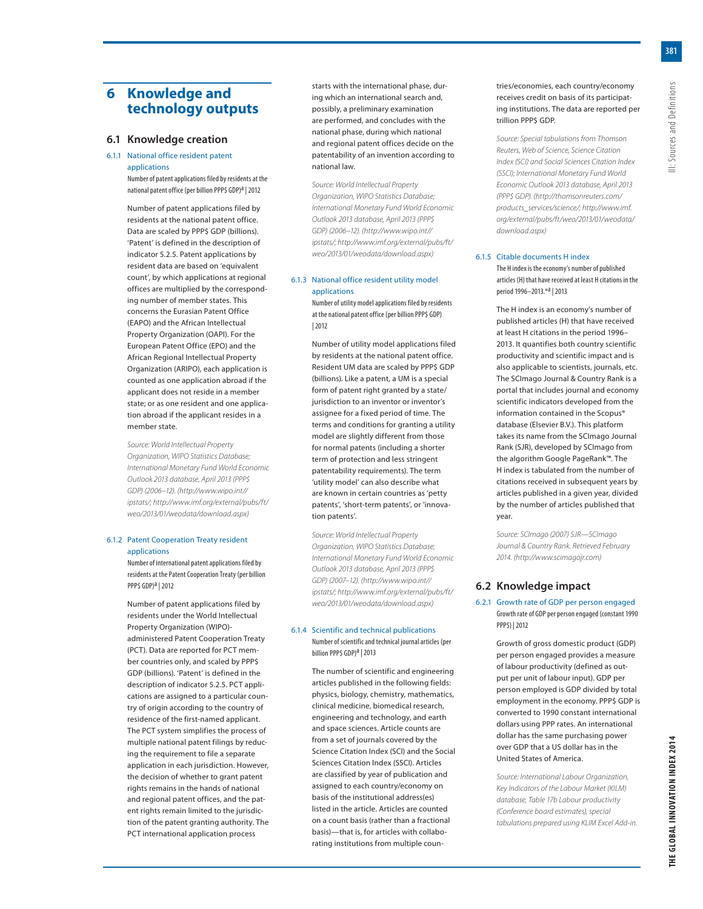# 6 Knowledge and technology outputs

## 6.1 Knowledge creation

### 6.1.1 National office resident patent applications

Number of patent applications filed by residents at the national patent office (per billion PPP$ GDP)[a] | 2012

Number of patent applications filed by residents at the national patent office. Data are scaled by PPP$ GDP (billions). 'Patent' is defined in the description of indicator 5.2.5. Patent applications by resident data are based on 'equivalent count', by which applications at regional offices are multiplied by the corresponding number of member states. This concerns the Eurasian Patent Office (EAPO) and the African Intellectual Property Organization (OAPI). For the European Patent Office (EPO) and the African Regional Intellectual Property Organization (ARIPO), each application is counted as one application abroad if the applicant does not reside in a member state; or as one resident and one application abroad if the applicant resides in a member state.

*Source: World Intellectual Property Organization, WIPO Statistics Database; International Monetary Fund World Economic Outlook 2013 database, April 2013 (PPP$ GDP) (2006–12). (http://www.wipo.int//ipstats/; http://www.imf.org/external/pubs/ft/weo/2013/01/weodata/download.aspx)*

### 6.1.2 Patent Cooperation Treaty resident applications

Number of international patent applications filed by residents at the Patent Cooperation Treaty (per billion PPP$ GDP)[a] | 2012

Number of patent applications filed by residents under the World Intellectual Property Organization (WIPO)-administered Patent Cooperation Treaty (PCT). Data are reported for PCT member countries only, and scaled by PPP$ GDP (billions). 'Patent' is defined in the description of indicator 5.2.5. PCT applications are assigned to a particular country of origin according to the country of residence of the first-named applicant. The PCT system simplifies the process of multiple national patent filings by reducing the requirement to file a separate application in each jurisdiction. However, the decision of whether to grant patent rights remains in the hands of national and regional patent offices, and the patent rights remain limited to the jurisdiction of the patent granting authority. The PCT international application process starts with the international phase, during which an international search and, possibly, a preliminary examination are performed, and concludes with the national phase, during which national and regional patent offices decide on the patentability of an invention according to national law.

*Source: World Intellectual Property Organization, WIPO Statistics Database; International Monetary Fund World Economic Outlook 2013 database, April 2013 (PPP$ GDP) (2006–12). (http://www.wipo.int//ipstats/; http://www.imf.org/external/pubs/ft/weo/2013/01/weodata/download.aspx)*

### 6.1.3 National office resident utility model applications

Number of utility model applications filed by residents at the national patent office (per billion PPP$ GDP) | 2012

Number of utility model applications filed by residents at the national patent office. Resident UM data are scaled by PPP$ GDP (billions). Like a patent, a UM is a special form of patent right granted by a state/jurisdiction to an inventor or inventor's assignee for a fixed period of time. The terms and conditions for granting a utility model are slightly different from those for normal patents (including a shorter term of protection and less stringent patentability requirements). The term 'utility model' can also describe what are known in certain countries as 'petty patents', 'short-term patents', or 'innovation patents'.

*Source: World Intellectual Property Organization, WIPO Statistics Database; International Monetary Fund World Economic Outlook 2013 database, April 2013 (PPP$ GDP) (2007–12). (http://www.wipo.int//ipstats/; http://www.imf.org/external/pubs/ft/weo/2013/01/weodata/download.aspx)*

### 6.1.4 Scientific and technical publications

Number of scientific and technical journal articles (per billion PPP$ GDP)[a] | 2013

The number of scientific and engineering articles published in the following fields: physics, biology, chemistry, mathematics, clinical medicine, biomedical research, engineering and technology, and earth and space sciences. Article counts are from a set of journals covered by the Science Citation Index (SCI) and the Social Sciences Citation Index (SSCI). Articles are classified by year of publication and assigned to each country/economy on basis of the institutional address(es) listed in the article. Articles are counted on a count basis (rather than a fractional basis)—that is, for articles with collaborating institutions from multiple countries/economies, each country/economy receives credit on basis of its participating institutions. The data are reported per trillion PPP$ GDP.

*Source: Special tabulations from Thomson Reuters, Web of Science, Science Citation Index (SCI) and Social Sciences Citation Index (SSCI); International Monetary Fund World Economic Outlook 2013 database, April 2013 (PPP$ GDP). (http://thomsonreuters.com/products_services/science/; http://www.imf.org/external/pubs/ft/weo/2013/01/weodata/download.aspx)*

### 6.1.5 Citable documents H index

The H index is the economy's number of published articles (H) that have received at least H citations in the period 1996–2013.*[a] | 2013

The H index is an economy's number of published articles (H) that have received at least H citations in the period 1996–2013. It quantifies both country scientific productivity and scientific impact and is also applicable to scientists, journals, etc. The SCImago Journal & Country Rank is a portal that includes journal and economy scientific indicators developed from the information contained in the Scopus® database (Elsevier B.V.). This platform takes its name from the SCImago Journal Rank (SJR), developed by SCImago from the algorithm Google PageRank™. The H index is tabulated from the number of citations received in subsequent years by articles published in a given year, divided by the number of articles published that year.

*Source: SCImago (2007) SJR—SCImago Journal & Country Rank. Retrieved February 2014. (http://www.scimagojr.com)*

## 6.2 Knowledge impact

### 6.2.1 Growth rate of GDP per person engaged

Growth rate of GDP per person engaged (constant 1990 PPP$) | 2012

Growth of gross domestic product (GDP) per person engaged provides a measure of labour productivity (defined as output per unit of labour input). GDP per person employed is GDP divided by total employment in the economy. PPP$ GDP is converted to 1990 constant international dollars using PPP rates. An international dollar has the same purchasing power over GDP that a US dollar has in the United States of America.

*Source: International Labour Organization, Key Indicators of the Labour Market (KILM) database, Table 17b Labour productivity (Conference board estimates), special tabulations prepared using KLIM Excel Add-in.*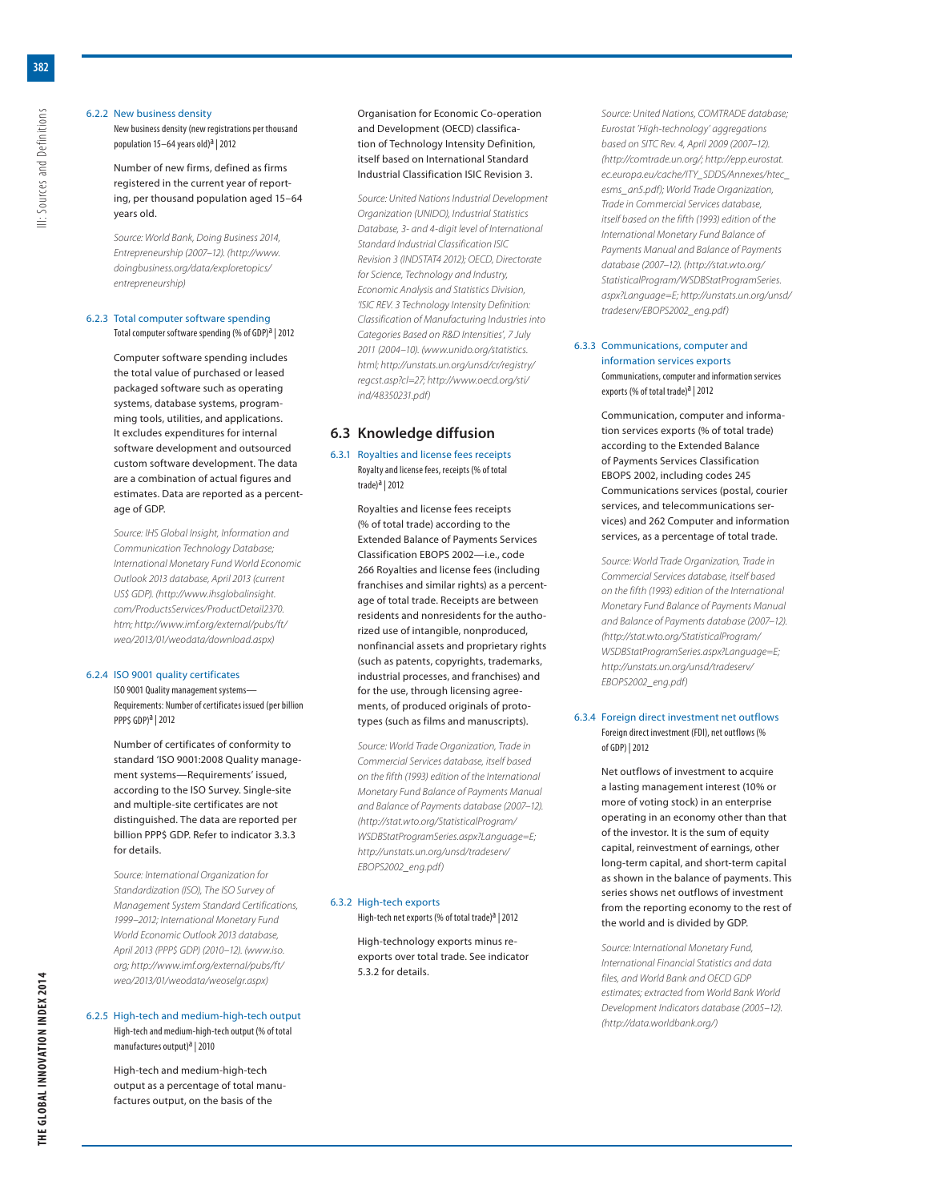#### 6.2.2 New business density

New business density (new registrations per thousand population 15–64 years old)[a] | 2012

Number of new firms, defined as firms registered in the current year of reporting, per thousand population aged 15–64 years old.

*Source: World Bank, Doing Business 2014, Entrepreneurship (2007–12). (http://www.doingbusiness.org/data/exploretopics/entrepreneurship)*

#### 6.2.3 Total computer software spending

Total computer software spending (% of GDP)[a] | 2012

Computer software spending includes the total value of purchased or leased packaged software such as operating systems, database systems, programming tools, utilities, and applications. It excludes expenditures for internal software development and outsourced custom software development. The data are a combination of actual figures and estimates. Data are reported as a percentage of GDP.

*Source: IHS Global Insight, Information and Communication Technology Database; International Monetary Fund World Economic Outlook 2013 database, April 2013 (current US$ GDP). (http://www.ihsglobalinsight.com/ProductsServices/ProductDetail2370.htm; http://www.imf.org/external/pubs/ft/weo/2013/01/weodata/download.aspx)*

#### 6.2.4 ISO 9001 quality certificates

ISO 9001 Quality management systems—Requirements: Number of certificates issued (per billion PPP$ GDP)[a] | 2012

Number of certificates of conformity to standard 'ISO 9001:2008 Quality management systems—Requirements' issued, according to the ISO Survey. Single-site and multiple-site certificates are not distinguished. The data are reported per billion PPP$ GDP. Refer to indicator 3.3.3 for details.

*Source: International Organization for Standardization (ISO), The ISO Survey of Management System Standard Certifications, 1999–2012; International Monetary Fund World Economic Outlook 2013 database, April 2013 (PPP$ GDP) (2010–12). (www.iso.org; http://www.imf.org/external/pubs/ft/weo/2013/01/weodata/weoselgr.aspx)*

#### 6.2.5 High-tech and medium-high-tech output

High-tech and medium-high-tech output (% of total manufactures output)[a] | 2010

High-tech and medium-high-tech output as a percentage of total manufactures output, on the basis of the Organisation for Economic Co-operation and Development (OECD) classification of Technology Intensity Definition, itself based on International Standard Industrial Classification ISIC Revision 3.

*Source: United Nations Industrial Development Organization (UNIDO), Industrial Statistics Database, 3- and 4-digit level of International Standard Industrial Classification ISIC Revision 3 (INDSTAT4 2012); OECD, Directorate for Science, Technology and Industry, Economic Analysis and Statistics Division, 'ISIC REV. 3 Technology Intensity Definition: Classification of Manufacturing Industries into Categories Based on R&D Intensities', 7 July 2011 (2004–10). (www.unido.org/statistics.html; http://unstats.un.org/unsd/cr/registry/regcst.asp?cl=27; http://www.oecd.org/sti/ind/48350231.pdf)*

## 6.3 Knowledge diffusion

#### 6.3.1 Royalties and license fees receipts

Royalty and license fees, receipts (% of total trade)[a] | 2012

Royalties and license fees receipts (% of total trade) according to the Extended Balance of Payments Services Classification EBOPS 2002—i.e., code 266 Royalties and license fees (including franchises and similar rights) as a percentage of total trade. Receipts are between residents and nonresidents for the authorized use of intangible, nonproduced, nonfinancial assets and proprietary rights (such as patents, copyrights, trademarks, industrial processes, and franchises) and for the use, through licensing agreements, of produced originals of prototypes (such as films and manuscripts).

*Source: World Trade Organization, Trade in Commercial Services database, itself based on the fifth (1993) edition of the International Monetary Fund Balance of Payments Manual and Balance of Payments database (2007–12). (http://stat.wto.org/StatisticalProgram/WSDBStatProgramSeries.aspx?Language=E; http://unstats.un.org/unsd/tradeserv/EBOPS2002_eng.pdf)*

#### 6.3.2 High-tech exports

High-tech net exports (% of total trade)[a] | 2012

High-technology exports minus re-exports over total trade. See indicator 5.3.2 for details.

*Source: United Nations, COMTRADE database; Eurostat 'High-technology' aggregations based on SITC Rev. 4, April 2009 (2007–12). (http://comtrade.un.org/; http://epp.eurostat.ec.europa.eu/cache/ITY_SDDS/Annexes/htec_esms_an5.pdf); World Trade Organization, Trade in Commercial Services database, itself based on the fifth (1993) edition of the International Monetary Fund Balance of Payments Manual and Balance of Payments database (2007–12). (http://stat.wto.org/StatisticalProgram/WSDBStatProgramSeries.aspx?Language=E; http://unstats.un.org/unsd/tradeserv/EBOPS2002_eng.pdf)*

#### 6.3.3 Communications, computer and information services exports

Communications, computer and information services exports (% of total trade)[a] | 2012

Communication, computer and information services exports (% of total trade) according to the Extended Balance of Payments Services Classification EBOPS 2002, including codes 245 Communications services (postal, courier services, and telecommunications services) and 262 Computer and information services, as a percentage of total trade.

*Source: World Trade Organization, Trade in Commercial Services database, itself based on the fifth (1993) edition of the International Monetary Fund Balance of Payments Manual and Balance of Payments database (2007–12). (http://stat.wto.org/StatisticalProgram/WSDBStatProgramSeries.aspx?Language=E; http://unstats.un.org/unsd/tradeserv/EBOPS2002_eng.pdf)*

#### 6.3.4 Foreign direct investment net outflows

Foreign direct investment (FDI), net outflows (% of GDP) | 2012

Net outflows of investment to acquire a lasting management interest (10% or more of voting stock) in an enterprise operating in an economy other than that of the investor. It is the sum of equity capital, reinvestment of earnings, other long-term capital, and short-term capital as shown in the balance of payments. This series shows net outflows of investment from the reporting economy to the rest of the world and is divided by GDP.

*Source: International Monetary Fund, International Financial Statistics and data files, and World Bank and OECD GDP estimates; extracted from World Bank World Development Indicators database (2005–12). (http://data.worldbank.org/)*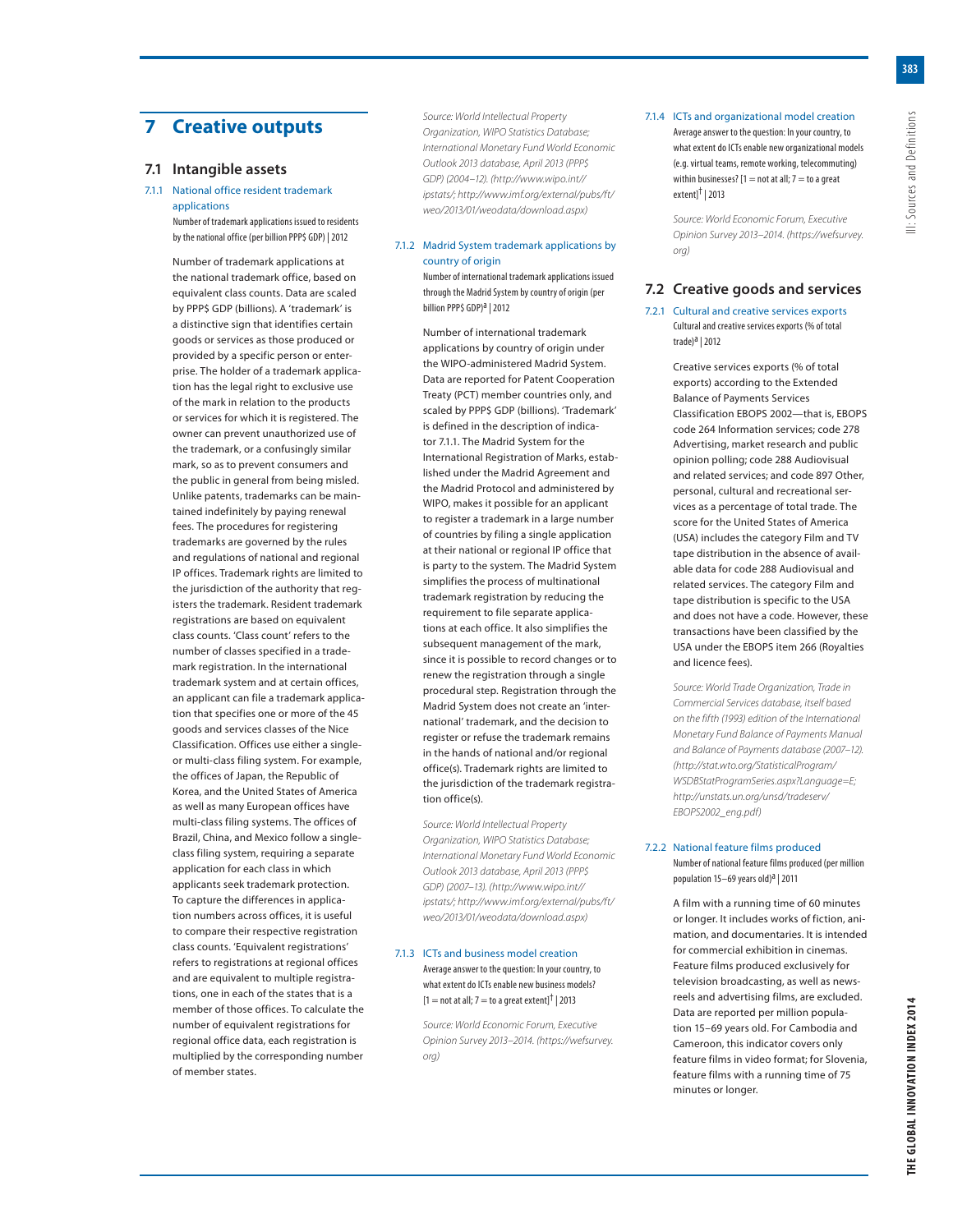# 7 Creative outputs

## 7.1 Intangible assets

### 7.1.1 National office resident trademark applications

Number of trademark applications issued to residents by the national office (per billion PPP$ GDP) | 2012

Number of trademark applications at the national trademark office, based on equivalent class counts. Data are scaled by PPP$ GDP (billions). A 'trademark' is a distinctive sign that identifies certain goods or services as those produced or provided by a specific person or enterprise. The holder of a trademark application has the legal right to exclusive use of the mark in relation to the products or services for which it is registered. The owner can prevent unauthorized use of the trademark, or a confusingly similar mark, so as to prevent consumers and the public in general from being misled. Unlike patents, trademarks can be maintained indefinitely by paying renewal fees. The procedures for registering trademarks are governed by the rules and regulations of national and regional IP offices. Trademark rights are limited to the jurisdiction of the authority that registers the trademark. Resident trademark registrations are based on equivalent class counts. 'Class count' refers to the number of classes specified in a trademark registration. In the international trademark system and at certain offices, an applicant can file a trademark application that specifies one or more of the 45 goods and services classes of the Nice Classification. Offices use either a single- or multi-class filing system. For example, the offices of Japan, the Republic of Korea, and the United States of America as well as many European offices have multi-class filing systems. The offices of Brazil, China, and Mexico follow a single-class filing system, requiring a separate application for each class in which applicants seek trademark protection. To capture the differences in application numbers across offices, it is useful to compare their respective registration class counts. 'Equivalent registrations' refers to registrations at regional offices and are equivalent to multiple registrations, one in each of the states that is a member of those offices. To calculate the number of equivalent registrations for regional office data, each registration is multiplied by the corresponding number of member states.

*Source: World Intellectual Property Organization, WIPO Statistics Database; International Monetary Fund World Economic Outlook 2013 database, April 2013 (PPP$ GDP) (2004–12). (http://www.wipo.int//ipstats/; http://www.imf.org/external/pubs/ft/weo/2013/01/weodata/download.aspx)*

### 7.1.2 Madrid System trademark applications by country of origin

Number of international trademark applications issued through the Madrid System by country of origin (per billion PPP$ GDP)[a] | 2012

Number of international trademark applications by country of origin under the WIPO-administered Madrid System. Data are reported for Patent Cooperation Treaty (PCT) member countries only, and scaled by PPP$ GDP (billions). 'Trademark' is defined in the description of indicator 7.1.1. The Madrid System for the International Registration of Marks, established under the Madrid Agreement and the Madrid Protocol and administered by WIPO, makes it possible for an applicant to register a trademark in a large number of countries by filing a single application at their national or regional IP office that is party to the system. The Madrid System simplifies the process of multinational trademark registration by reducing the requirement to file separate applications at each office. It also simplifies the subsequent management of the mark, since it is possible to record changes or to renew the registration through a single procedural step. Registration through the Madrid System does not create an 'international' trademark, and the decision to register or refuse the trademark remains in the hands of national and/or regional office(s). Trademark rights are limited to the jurisdiction of the trademark registration office(s).

*Source: World Intellectual Property Organization, WIPO Statistics Database; International Monetary Fund World Economic Outlook 2013 database, April 2013 (PPP$ GDP) (2007–13). (http://www.wipo.int//ipstats/; http://www.imf.org/external/pubs/ft/weo/2013/01/weodata/download.aspx)*

### 7.1.3 ICTs and business model creation

Average answer to the question: In your country, to what extent do ICTs enable new business models? [1 = not at all; 7 = to a great extent][†] | 2013

*Source: World Economic Forum, Executive Opinion Survey 2013–2014. (https://wefsurvey.org)*

### 7.1.4 ICTs and organizational model creation

Average answer to the question: In your country, to what extent do ICTs enable new organizational models (e.g. virtual teams, remote working, telecommuting) within businesses? [1 = not at all; 7 = to a great extent][†] | 2013

*Source: World Economic Forum, Executive Opinion Survey 2013–2014. (https://wefsurvey.org)*

## 7.2 Creative goods and services

### 7.2.1 Cultural and creative services exports

Cultural and creative services exports (% of total trade)[a] | 2012

Creative services exports (% of total exports) according to the Extended Balance of Payments Services Classification EBOPS 2002—that is, EBOPS code 264 Information services; code 278 Advertising, market research and public opinion polling; code 288 Audiovisual and related services; and code 897 Other, personal, cultural and recreational services as a percentage of total trade. The score for the United States of America (USA) includes the category Film and TV tape distribution in the absence of available data for code 288 Audiovisual and related services. The category Film and tape distribution is specific to the USA and does not have a code. However, these transactions have been classified by the USA under the EBOPS item 266 (Royalties and licence fees).

*Source: World Trade Organization, Trade in Commercial Services database, itself based on the fifth (1993) edition of the International Monetary Fund Balance of Payments Manual and Balance of Payments database (2007–12). (http://stat.wto.org/StatisticalProgram/WSDBStatProgramSeries.aspx?Language=E; http://unstats.un.org/unsd/tradeserv/EBOPS2002_eng.pdf)*

### 7.2.2 National feature films produced

Number of national feature films produced (per million population 15–69 years old)[a] | 2011

A film with a running time of 60 minutes or longer. It includes works of fiction, animation, and documentaries. It is intended for commercial exhibition in cinemas. Feature films produced exclusively for television broadcasting, as well as newsreels and advertising films, are excluded. Data are reported per million population 15–69 years old. For Cambodia and Cameroon, this indicator covers only feature films in video format; for Slovenia, feature films with a running time of 75 minutes or longer.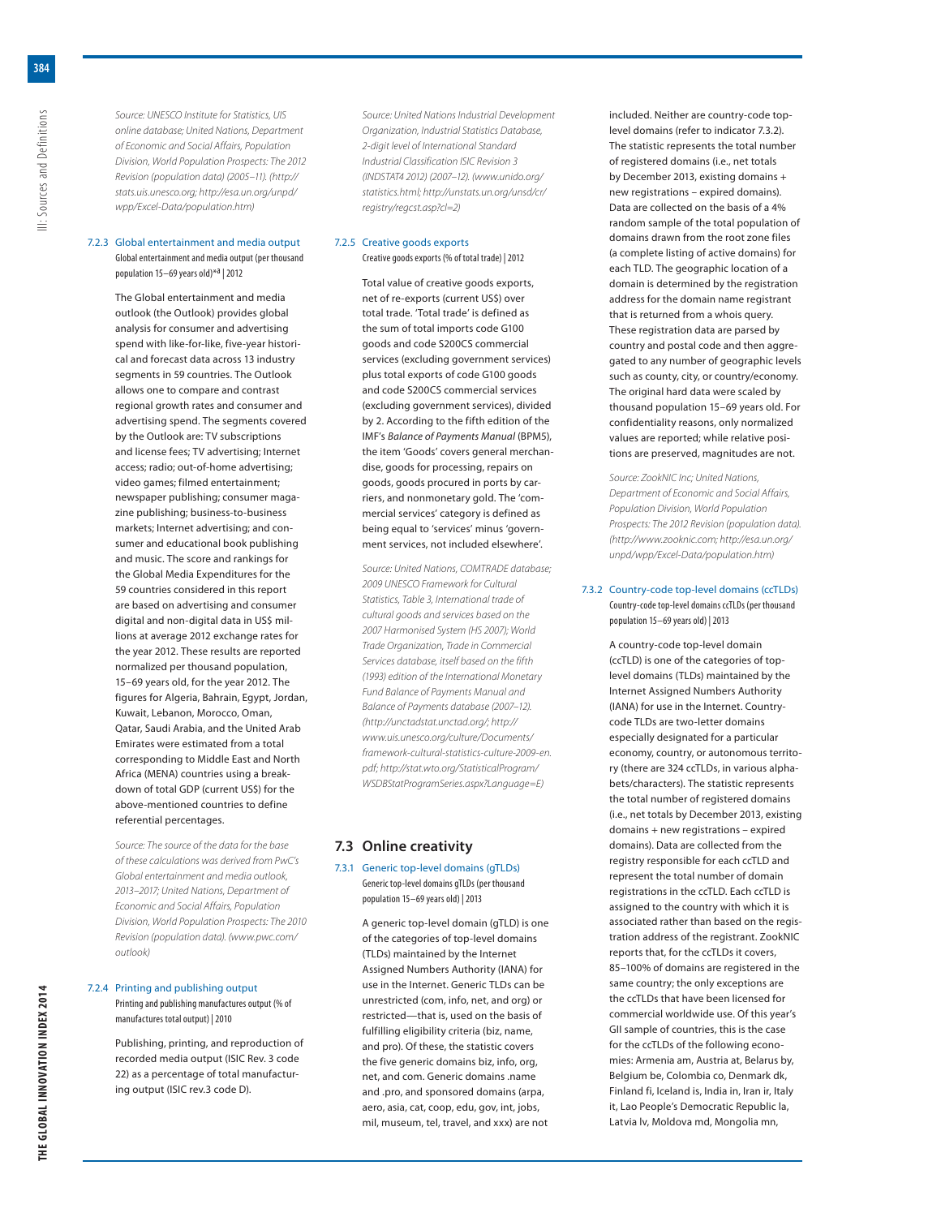*Source: UNESCO Institute for Statistics, UIS online database; United Nations, Department of Economic and Social Affairs, Population Division, World Population Prospects: The 2012 Revision (population data) (2005–11). (http://stats.uis.unesco.org; http://esa.un.org/unpd/wpp/Excel-Data/population.htm)*

### 7.2.3 Global entertainment and media output

Global entertainment and media output (per thousand population 15–69 years old)*[a] | 2012

The Global entertainment and media outlook (the Outlook) provides global analysis for consumer and advertising spend with like-for-like, five-year historical and forecast data across 13 industry segments in 59 countries. The Outlook allows one to compare and contrast regional growth rates and consumer and advertising spend. The segments covered by the Outlook are: TV subscriptions and license fees; TV advertising; Internet access; radio; out-of-home advertising; video games; filmed entertainment; newspaper publishing; consumer magazine publishing; business-to-business markets; Internet advertising; and consumer and educational book publishing and music. The score and rankings for the Global Media Expenditures for the 59 countries considered in this report are based on advertising and consumer digital and non-digital data in US$ millions at average 2012 exchange rates for the year 2012. These results are reported normalized per thousand population, 15–69 years old, for the year 2012. The figures for Algeria, Bahrain, Egypt, Jordan, Kuwait, Lebanon, Morocco, Oman, Qatar, Saudi Arabia, and the United Arab Emirates were estimated from a total corresponding to Middle East and North Africa (MENA) countries using a breakdown of total GDP (current US$) for the above-mentioned countries to define referential percentages.

*Source: The source of the data for the base of these calculations was derived from PwC's Global entertainment and media outlook, 2013–2017; United Nations, Department of Economic and Social Affairs, Population Division, World Population Prospects: The 2010 Revision (population data). (www.pwc.com/outlook)*

### 7.2.4 Printing and publishing output

Printing and publishing manufactures output (% of manufactures total output) | 2010

Publishing, printing, and reproduction of recorded media output (ISIC Rev. 3 code 22) as a percentage of total manufacturing output (ISIC rev.3 code D).

*Source: United Nations Industrial Development Organization, Industrial Statistics Database, 2-digit level of International Standard Industrial Classification ISIC Revision 3 (INDSTAT4 2012) (2007–12). (www.unido.org/statistics.html; http://unstats.un.org/unsd/cr/registry/regcst.asp?cl=2)*

### 7.2.5 Creative goods exports

Creative goods exports (% of total trade) | 2012

Total value of creative goods exports, net of re-exports (current US$) over total trade. 'Total trade' is defined as the sum of total imports code G100 goods and code S200CS commercial services (excluding government services) plus total exports of code G100 goods and code S200CS commercial services (excluding government services), divided by 2. According to the fifth edition of the IMF's *Balance of Payments Manual* (BPM5), the item 'Goods' covers general merchandise, goods for processing, repairs on goods, goods procured in ports by carriers, and nonmonetary gold. The 'commercial services' category is defined as being equal to 'services' minus 'government services, not included elsewhere'.

*Source: United Nations, COMTRADE database; 2009 UNESCO Framework for Cultural Statistics, Table 3, International trade of cultural goods and services based on the 2007 Harmonised System (HS 2007); World Trade Organization, Trade in Commercial Services database, itself based on the fifth (1993) edition of the International Monetary Fund Balance of Payments Manual and Balance of Payments database (2007–12). (http://unctadstat.unctad.org/; http://www.uis.unesco.org/culture/Documents/framework-cultural-statistics-culture-2009-en.pdf; http://stat.wto.org/StatisticalProgram/WSDBStatProgramSeries.aspx?Language=E)*

## 7.3 Online creativity

### 7.3.1 Generic top-level domains (gTLDs)

Generic top-level domains gTLDs (per thousand population 15–69 years old) | 2013

A generic top-level domain (gTLD) is one of the categories of top-level domains (TLDs) maintained by the Internet Assigned Numbers Authority (IANA) for use in the Internet. Generic TLDs can be unrestricted (com, info, net, and org) or restricted—that is, used on the basis of fulfilling eligibility criteria (biz, name, and pro). Of these, the statistic covers the five generic domains biz, info, org, net, and com. Generic domains .name and .pro, and sponsored domains (arpa, aero, asia, cat, coop, edu, gov, int, jobs, mil, museum, tel, travel, and xxx) are not included. Neither are country-code top-level domains (refer to indicator 7.3.2). The statistic represents the total number of registered domains (i.e., net totals by December 2013, existing domains + new registrations – expired domains). Data are collected on the basis of a 4% random sample of the total population of domains drawn from the root zone files (a complete listing of active domains) for each TLD. The geographic location of a domain is determined by the registration address for the domain name registrant that is returned from a whois query. These registration data are parsed by country and postal code and then aggregated to any number of geographic levels such as county, city, or country/economy. The original hard data were scaled by thousand population 15–69 years old. For confidentiality reasons, only normalized values are reported; while relative positions are preserved, magnitudes are not.

*Source: ZookNIC Inc; United Nations, Department of Economic and Social Affairs, Population Division, World Population Prospects: The 2012 Revision (population data). (http://www.zooknic.com; http://esa.un.org/unpd/wpp/Excel-Data/population.htm)*

### 7.3.2 Country-code top-level domains (ccTLDs)

Country-code top-level domains ccTLDs (per thousand population 15–69 years old) | 2013

A country-code top-level domain (ccTLD) is one of the categories of top-level domains (TLDs) maintained by the Internet Assigned Numbers Authority (IANA) for use in the Internet. Country-code TLDs are two-letter domains especially designated for a particular economy, country, or autonomous territory (there are 324 ccTLDs, in various alphabets/characters). The statistic represents the total number of registered domains (i.e., net totals by December 2013, existing domains + new registrations – expired domains). Data are collected from the registry responsible for each ccTLD and represent the total number of domain registrations in the ccTLD. Each ccTLD is assigned to the country with which it is associated rather than based on the registration address of the registrant. ZookNIC reports that, for the ccTLDs it covers, 85–100% of domains are registered in the same country; the only exceptions are the ccTLDs that have been licensed for commercial worldwide use. Of this year's GII sample of countries, this is the case for the ccTLDs of the following economies: Armenia am, Austria at, Belarus by, Belgium be, Colombia co, Denmark dk, Finland fi, Iceland is, India in, Iran ir, Italy it, Lao People's Democratic Republic la, Latvia lv, Moldova md, Mongolia mn,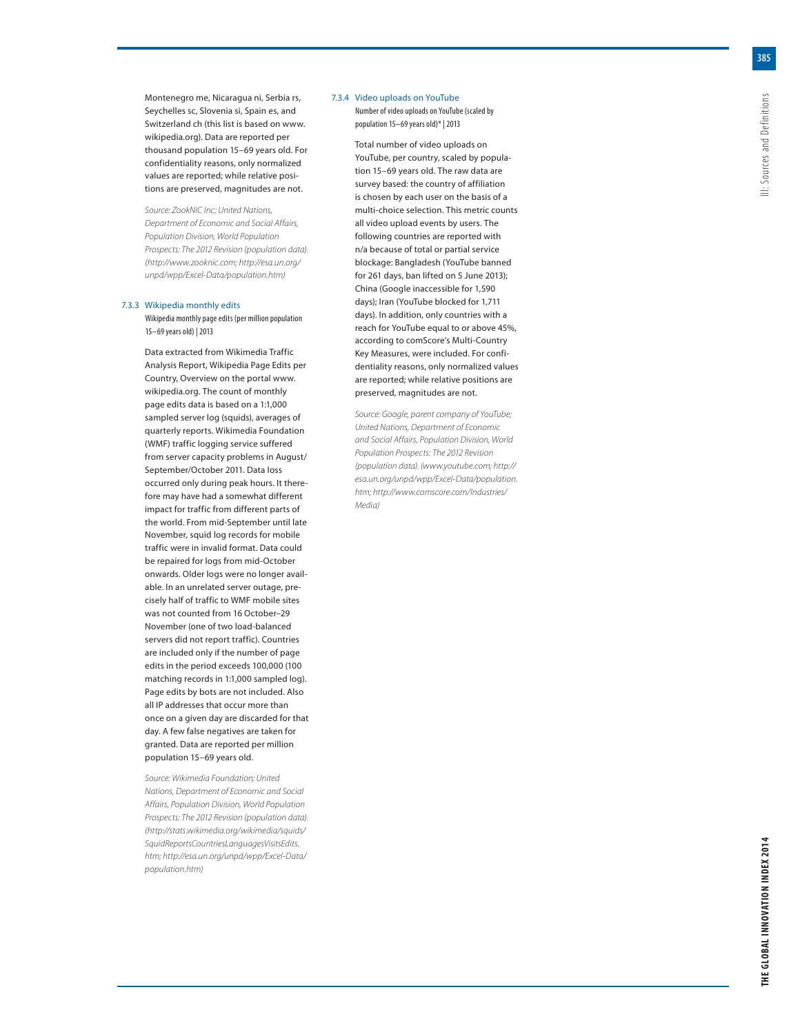Montenegro me, Nicaragua ni, Serbia rs, Seychelles sc, Slovenia si, Spain es, and Switzerland ch (this list is based on www.wikipedia.org). Data are reported per thousand population 15–69 years old. For confidentiality reasons, only normalized values are reported; while relative positions are preserved, magnitudes are not.

*Source: ZookNIC Inc; United Nations, Department of Economic and Social Affairs, Population Division, World Population Prospects: The 2012 Revision (population data). (http://www.zooknic.com; http://esa.un.org/unpd/wpp/Excel-Data/population.htm)*

### 7.3.3 Wikipedia monthly edits

Wikipedia monthly page edits (per million population 15–69 years old) | 2013

Data extracted from Wikimedia Traffic Analysis Report, Wikipedia Page Edits per Country, Overview on the portal www.wikipedia.org. The count of monthly page edits data is based on a 1:1,000 sampled server log (squids), averages of quarterly reports. Wikimedia Foundation (WMF) traffic logging service suffered from server capacity problems in August/September/October 2011. Data loss occurred only during peak hours. It therefore may have had a somewhat different impact for traffic from different parts of the world. From mid-September until late November, squid log records for mobile traffic were in invalid format. Data could be repaired for logs from mid-October onwards. Older logs were no longer available. In an unrelated server outage, precisely half of traffic to WMF mobile sites was not counted from 16 October–29 November (one of two load-balanced servers did not report traffic). Countries are included only if the number of page edits in the period exceeds 100,000 (100 matching records in 1:1,000 sampled log). Page edits by bots are not included. Also all IP addresses that occur more than once on a given day are discarded for that day. A few false negatives are taken for granted. Data are reported per million population 15–69 years old.

*Source: Wikimedia Foundation; United Nations, Department of Economic and Social Affairs, Population Division, World Population Prospects: The 2012 Revision (population data). (http://stats.wikimedia.org/wikimedia/squids/SquidReportsCountriesLanguagesVisitsEdits.htm; http://esa.un.org/unpd/wpp/Excel-Data/population.htm)*

### 7.3.4 Video uploads on YouTube

Number of video uploads on YouTube (scaled by population 15–69 years old)* | 2013

Total number of video uploads on YouTube, per country, scaled by population 15–69 years old. The raw data are survey based: the country of affiliation is chosen by each user on the basis of a multi-choice selection. This metric counts all video upload events by users. The following countries are reported with n/a because of total or partial service blockage: Bangladesh (YouTube banned for 261 days, ban lifted on 5 June 2013); China (Google inaccessible for 1,590 days); Iran (YouTube blocked for 1,711 days). In addition, only countries with a reach for YouTube equal to or above 45%, according to comScore's Multi-Country Key Measures, were included. For confidentiality reasons, only normalized values are reported; while relative positions are preserved, magnitudes are not.

*Source: Google, parent company of YouTube; United Nations, Department of Economic and Social Affairs, Population Division, World Population Prospects: The 2012 Revision (population data). (www.youtube.com; http://esa.un.org/unpd/wpp/Excel-Data/population.htm; http://www.comscore.com/Industries/Media)*